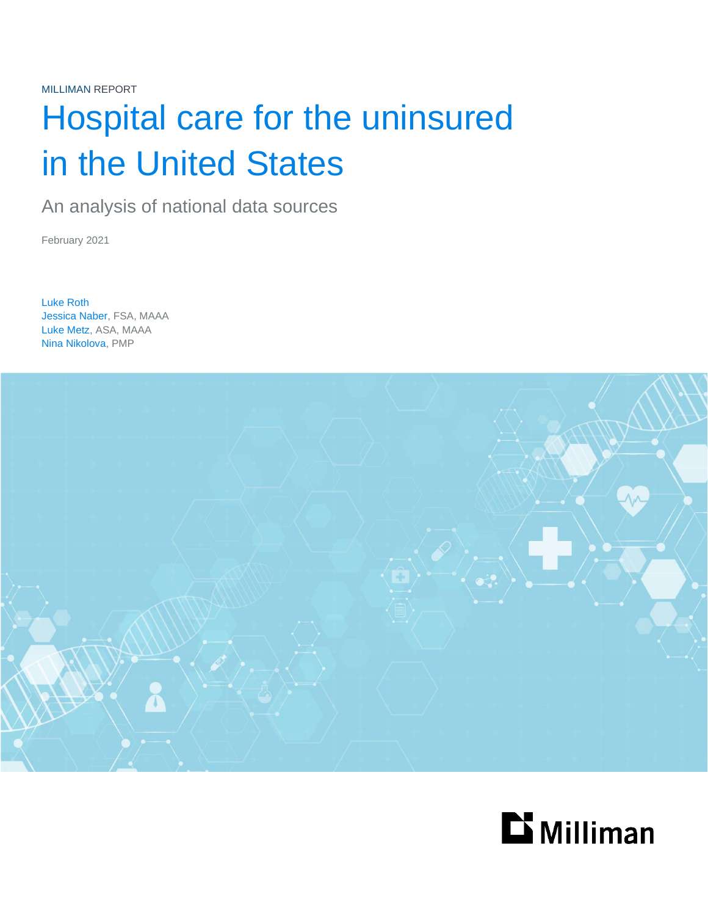MILLIMAN REPORT

# Hospital care for the uninsured in the United States

## An analysis of national data sources

February 2021

Luke Roth
Jessica Naber, FSA, MAAA
Luke Metz, ASA, MAAA
Nina Nikolova, PMP

Milliman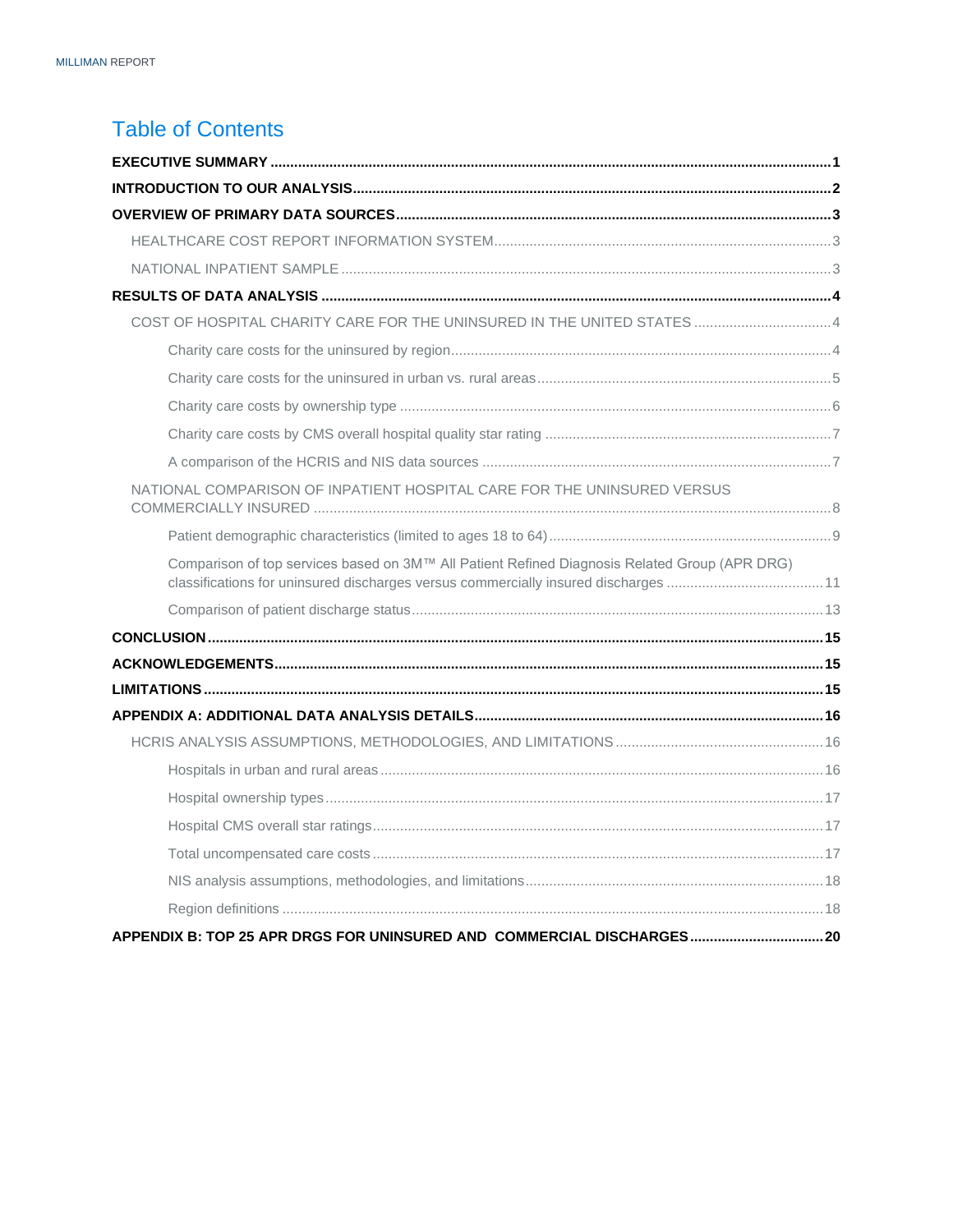# Table of Contents

**EXECUTIVE SUMMARY** ....... 1

**INTRODUCTION TO OUR ANALYSIS** ....... 2

**OVERVIEW OF PRIMARY DATA SOURCES** ....... 3

- HEALTHCARE COST REPORT INFORMATION SYSTEM ....... 3
- NATIONAL INPATIENT SAMPLE ....... 3

**RESULTS OF DATA ANALYSIS** ....... 4

- COST OF HOSPITAL CHARITY CARE FOR THE UNINSURED IN THE UNITED STATES ....... 4
  - Charity care costs for the uninsured by region ....... 4
  - Charity care costs for the uninsured in urban vs. rural areas ....... 5
  - Charity care costs by ownership type ....... 6
  - Charity care costs by CMS overall hospital quality star rating ....... 7
  - A comparison of the HCRIS and NIS data sources ....... 7
- NATIONAL COMPARISON OF INPATIENT HOSPITAL CARE FOR THE UNINSURED VERSUS COMMERCIALLY INSURED ....... 8
  - Patient demographic characteristics (limited to ages 18 to 64) ....... 9
  - Comparison of top services based on 3M™ All Patient Refined Diagnosis Related Group (APR DRG) classifications for uninsured discharges versus commercially insured discharges ....... 11
  - Comparison of patient discharge status ....... 13

**CONCLUSION** ....... 15

**ACKNOWLEDGEMENTS** ....... 15

**LIMITATIONS** ....... 15

**APPENDIX A: ADDITIONAL DATA ANALYSIS DETAILS** ....... 16

- HCRIS ANALYSIS ASSUMPTIONS, METHODOLOGIES, AND LIMITATIONS ....... 16
  - Hospitals in urban and rural areas ....... 16
  - Hospital ownership types ....... 17
  - Hospital CMS overall star ratings ....... 17
  - Total uncompensated care costs ....... 17
  - NIS analysis assumptions, methodologies, and limitations ....... 18
  - Region definitions ....... 18

**APPENDIX B: TOP 25 APR DRGS FOR UNINSURED AND COMMERCIAL DISCHARGES** ....... 20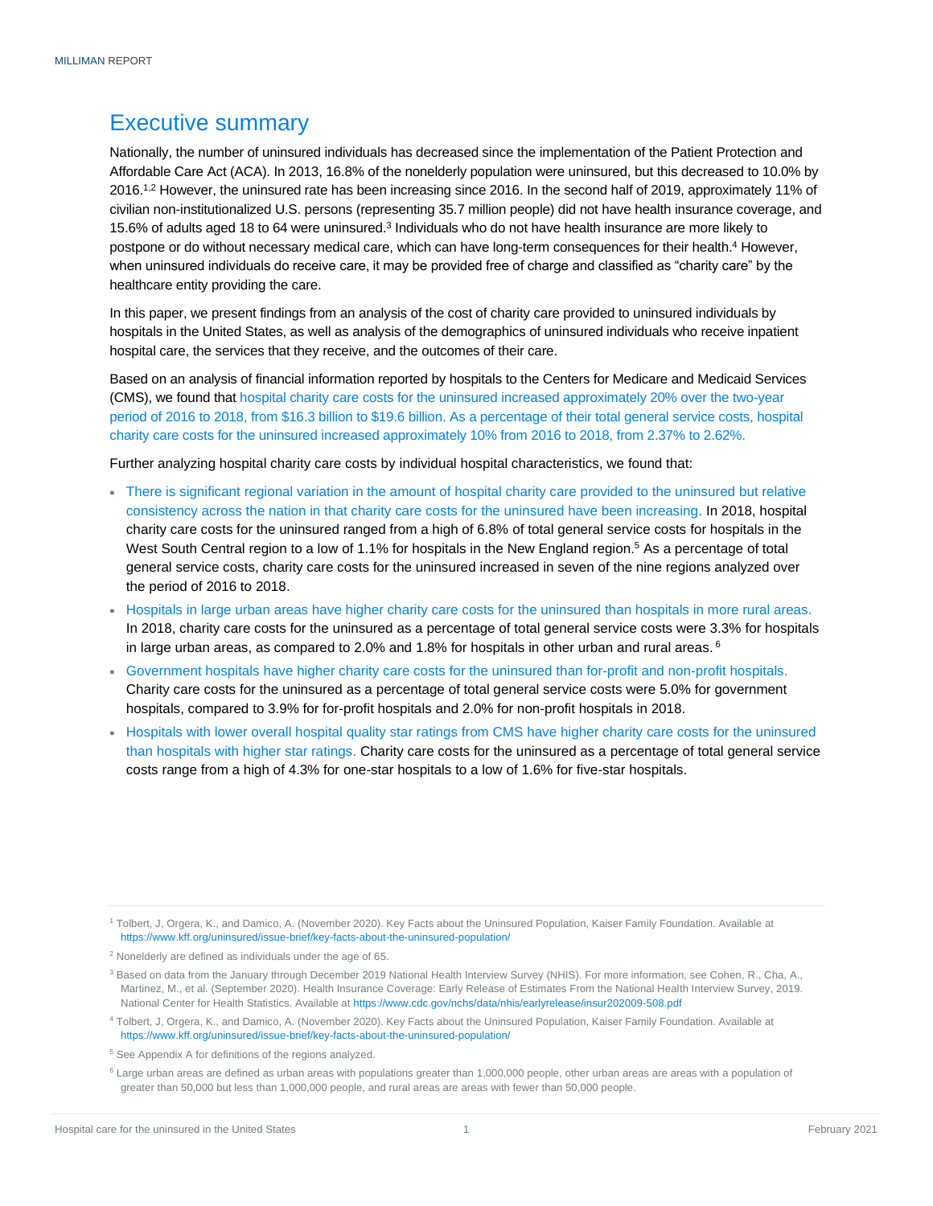# Executive summary

Nationally, the number of uninsured individuals has decreased since the implementation of the Patient Protection and Affordable Care Act (ACA). In 2013, 16.8% of the nonelderly population were uninsured, but this decreased to 10.0% by 2016.[1,2] However, the uninsured rate has been increasing since 2016. In the second half of 2019, approximately 11% of civilian non-institutionalized U.S. persons (representing 35.7 million people) did not have health insurance coverage, and 15.6% of adults aged 18 to 64 were uninsured.[3] Individuals who do not have health insurance are more likely to postpone or do without necessary medical care, which can have long-term consequences for their health.[4] However, when uninsured individuals do receive care, it may be provided free of charge and classified as "charity care" by the healthcare entity providing the care.

In this paper, we present findings from an analysis of the cost of charity care provided to uninsured individuals by hospitals in the United States, as well as analysis of the demographics of uninsured individuals who receive inpatient hospital care, the services that they receive, and the outcomes of their care.

Based on an analysis of financial information reported by hospitals to the Centers for Medicare and Medicaid Services (CMS), we found that hospital charity care costs for the uninsured increased approximately 20% over the two-year period of 2016 to 2018, from $16.3 billion to $19.6 billion. As a percentage of their total general service costs, hospital charity care costs for the uninsured increased approximately 10% from 2016 to 2018, from 2.37% to 2.62%.

Further analyzing hospital charity care costs by individual hospital characteristics, we found that:

- There is significant regional variation in the amount of hospital charity care provided to the uninsured but relative consistency across the nation in that charity care costs for the uninsured have been increasing. In 2018, hospital charity care costs for the uninsured ranged from a high of 6.8% of total general service costs for hospitals in the West South Central region to a low of 1.1% for hospitals in the New England region.[5] As a percentage of total general service costs, charity care costs for the uninsured increased in seven of the nine regions analyzed over the period of 2016 to 2018.
- Hospitals in large urban areas have higher charity care costs for the uninsured than hospitals in more rural areas. In 2018, charity care costs for the uninsured as a percentage of total general service costs were 3.3% for hospitals in large urban areas, as compared to 2.0% and 1.8% for hospitals in other urban and rural areas.[6]
- Government hospitals have higher charity care costs for the uninsured than for-profit and non-profit hospitals. Charity care costs for the uninsured as a percentage of total general service costs were 5.0% for government hospitals, compared to 3.9% for for-profit hospitals and 2.0% for non-profit hospitals in 2018.
- Hospitals with lower overall hospital quality star ratings from CMS have higher charity care costs for the uninsured than hospitals with higher star ratings. Charity care costs for the uninsured as a percentage of total general service costs range from a high of 4.3% for one-star hospitals to a low of 1.6% for five-star hospitals.

---

[1] Tolbert, J, Orgera, K., and Damico, A. (November 2020). Key Facts about the Uninsured Population, Kaiser Family Foundation. Available at https://www.kff.org/uninsured/issue-brief/key-facts-about-the-uninsured-population/

[2] Nonelderly are defined as individuals under the age of 65.

[3] Based on data from the January through December 2019 National Health Interview Survey (NHIS). For more information, see Cohen, R., Cha, A., Martinez, M., et al. (September 2020). Health Insurance Coverage: Early Release of Estimates From the National Health Interview Survey, 2019. National Center for Health Statistics. Available at https://www.cdc.gov/nchs/data/nhis/earlyrelease/insur202009-508.pdf

[4] Tolbert, J, Orgera, K., and Damico, A. (November 2020). Key Facts about the Uninsured Population, Kaiser Family Foundation. Available at https://www.kff.org/uninsured/issue-brief/key-facts-about-the-uninsured-population/

[5] See Appendix A for definitions of the regions analyzed.

[6] Large urban areas are defined as urban areas with populations greater than 1,000,000 people, other urban areas are areas with a population of greater than 50,000 but less than 1,000,000 people, and rural areas are areas with fewer than 50,000 people.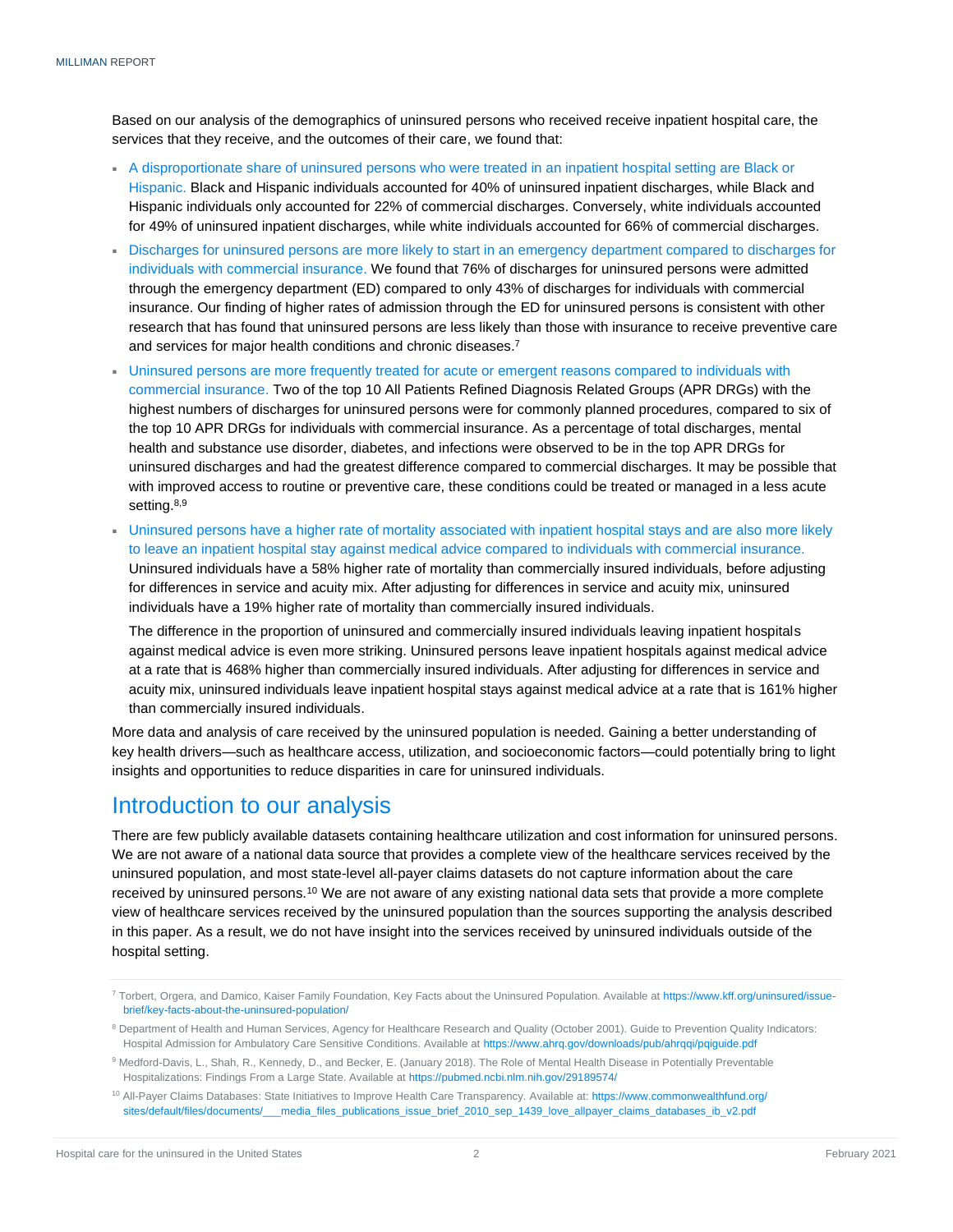Based on our analysis of the demographics of uninsured persons who received receive inpatient hospital care, the services that they receive, and the outcomes of their care, we found that:

- A disproportionate share of uninsured persons who were treated in an inpatient hospital setting are Black or Hispanic. Black and Hispanic individuals accounted for 40% of uninsured inpatient discharges, while Black and Hispanic individuals only accounted for 22% of commercial discharges. Conversely, white individuals accounted for 49% of uninsured inpatient discharges, while white individuals accounted for 66% of commercial discharges.
- Discharges for uninsured persons are more likely to start in an emergency department compared to discharges for individuals with commercial insurance. We found that 76% of discharges for uninsured persons were admitted through the emergency department (ED) compared to only 43% of discharges for individuals with commercial insurance. Our finding of higher rates of admission through the ED for uninsured persons is consistent with other research that has found that uninsured persons are less likely than those with insurance to receive preventive care and services for major health conditions and chronic diseases.[7]
- Uninsured persons are more frequently treated for acute or emergent reasons compared to individuals with commercial insurance. Two of the top 10 All Patients Refined Diagnosis Related Groups (APR DRGs) with the highest numbers of discharges for uninsured persons were for commonly planned procedures, compared to six of the top 10 APR DRGs for individuals with commercial insurance. As a percentage of total discharges, mental health and substance use disorder, diabetes, and infections were observed to be in the top APR DRGs for uninsured discharges and had the greatest difference compared to commercial discharges. It may be possible that with improved access to routine or preventive care, these conditions could be treated or managed in a less acute setting.[8,9]
- Uninsured persons have a higher rate of mortality associated with inpatient hospital stays and are also more likely to leave an inpatient hospital stay against medical advice compared to individuals with commercial insurance. Uninsured individuals have a 58% higher rate of mortality than commercially insured individuals, before adjusting for differences in service and acuity mix. After adjusting for differences in service and acuity mix, uninsured individuals have a 19% higher rate of mortality than commercially insured individuals.

  The difference in the proportion of uninsured and commercially insured individuals leaving inpatient hospitals against medical advice is even more striking. Uninsured persons leave inpatient hospitals against medical advice at a rate that is 468% higher than commercially insured individuals. After adjusting for differences in service and acuity mix, uninsured individuals leave inpatient hospital stays against medical advice at a rate that is 161% higher than commercially insured individuals.

More data and analysis of care received by the uninsured population is needed. Gaining a better understanding of key health drivers—such as healthcare access, utilization, and socioeconomic factors—could potentially bring to light insights and opportunities to reduce disparities in care for uninsured individuals.

## Introduction to our analysis

There are few publicly available datasets containing healthcare utilization and cost information for uninsured persons. We are not aware of a national data source that provides a complete view of the healthcare services received by the uninsured population, and most state-level all-payer claims datasets do not capture information about the care received by uninsured persons.[10] We are not aware of any existing national data sets that provide a more complete view of healthcare services received by the uninsured population than the sources supporting the analysis described in this paper. As a result, we do not have insight into the services received by uninsured individuals outside of the hospital setting.

---

[7] Torbert, Orgera, and Damico, Kaiser Family Foundation, Key Facts about the Uninsured Population. Available at https://www.kff.org/uninsured/issue-brief/key-facts-about-the-uninsured-population/

[8] Department of Health and Human Services, Agency for Healthcare Research and Quality (October 2001). Guide to Prevention Quality Indicators: Hospital Admission for Ambulatory Care Sensitive Conditions. Available at https://www.ahrq.gov/downloads/pub/ahrqqi/pqiguide.pdf

[9] Medford-Davis, L., Shah, R., Kennedy, D., and Becker, E. (January 2018). The Role of Mental Health Disease in Potentially Preventable Hospitalizations: Findings From a Large State. Available at https://pubmed.ncbi.nlm.nih.gov/29189574/

[10] All-Payer Claims Databases: State Initiatives to Improve Health Care Transparency. Available at: https://www.commonwealthfund.org/sites/default/files/documents/___media_files_publications_issue_brief_2010_sep_1439_love_allpayer_claims_databases_ib_v2.pdf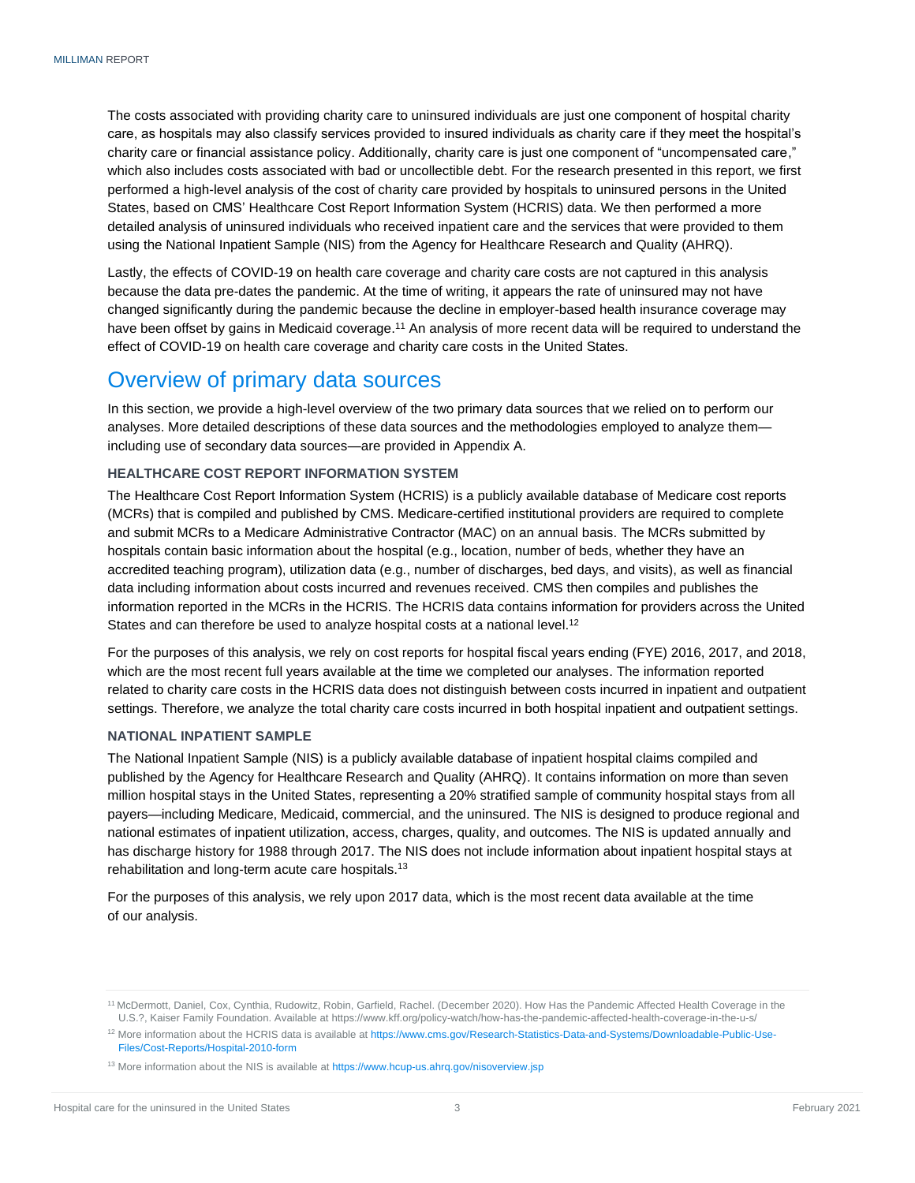The costs associated with providing charity care to uninsured individuals are just one component of hospital charity care, as hospitals may also classify services provided to insured individuals as charity care if they meet the hospital's charity care or financial assistance policy. Additionally, charity care is just one component of "uncompensated care," which also includes costs associated with bad or uncollectible debt. For the research presented in this report, we first performed a high-level analysis of the cost of charity care provided by hospitals to uninsured persons in the United States, based on CMS' Healthcare Cost Report Information System (HCRIS) data. We then performed a more detailed analysis of uninsured individuals who received inpatient care and the services that were provided to them using the National Inpatient Sample (NIS) from the Agency for Healthcare Research and Quality (AHRQ).

Lastly, the effects of COVID-19 on health care coverage and charity care costs are not captured in this analysis because the data pre-dates the pandemic. At the time of writing, it appears the rate of uninsured may not have changed significantly during the pandemic because the decline in employer-based health insurance coverage may have been offset by gains in Medicaid coverage.[11] An analysis of more recent data will be required to understand the effect of COVID-19 on health care coverage and charity care costs in the United States.

## Overview of primary data sources

In this section, we provide a high-level overview of the two primary data sources that we relied on to perform our analyses. More detailed descriptions of these data sources and the methodologies employed to analyze them—including use of secondary data sources—are provided in Appendix A.

### HEALTHCARE COST REPORT INFORMATION SYSTEM

The Healthcare Cost Report Information System (HCRIS) is a publicly available database of Medicare cost reports (MCRs) that is compiled and published by CMS. Medicare-certified institutional providers are required to complete and submit MCRs to a Medicare Administrative Contractor (MAC) on an annual basis. The MCRs submitted by hospitals contain basic information about the hospital (e.g., location, number of beds, whether they have an accredited teaching program), utilization data (e.g., number of discharges, bed days, and visits), as well as financial data including information about costs incurred and revenues received. CMS then compiles and publishes the information reported in the MCRs in the HCRIS. The HCRIS data contains information for providers across the United States and can therefore be used to analyze hospital costs at a national level.[12]

For the purposes of this analysis, we rely on cost reports for hospital fiscal years ending (FYE) 2016, 2017, and 2018, which are the most recent full years available at the time we completed our analyses. The information reported related to charity care costs in the HCRIS data does not distinguish between costs incurred in inpatient and outpatient settings. Therefore, we analyze the total charity care costs incurred in both hospital inpatient and outpatient settings.

### NATIONAL INPATIENT SAMPLE

The National Inpatient Sample (NIS) is a publicly available database of inpatient hospital claims compiled and published by the Agency for Healthcare Research and Quality (AHRQ). It contains information on more than seven million hospital stays in the United States, representing a 20% stratified sample of community hospital stays from all payers—including Medicare, Medicaid, commercial, and the uninsured. The NIS is designed to produce regional and national estimates of inpatient utilization, access, charges, quality, and outcomes. The NIS is updated annually and has discharge history for 1988 through 2017. The NIS does not include information about inpatient hospital stays at rehabilitation and long-term acute care hospitals.[13]

For the purposes of this analysis, we rely upon 2017 data, which is the most recent data available at the time of our analysis.

---

[11] McDermott, Daniel, Cox, Cynthia, Rudowitz, Robin, Garfield, Rachel. (December 2020). How Has the Pandemic Affected Health Coverage in the U.S.?, Kaiser Family Foundation. Available at https://www.kff.org/policy-watch/how-has-the-pandemic-affected-health-coverage-in-the-u-s/

[12] More information about the HCRIS data is available at https://www.cms.gov/Research-Statistics-Data-and-Systems/Downloadable-Public-Use-Files/Cost-Reports/Hospital-2010-form

[13] More information about the NIS is available at https://www.hcup-us.ahrq.gov/nisoverview.jsp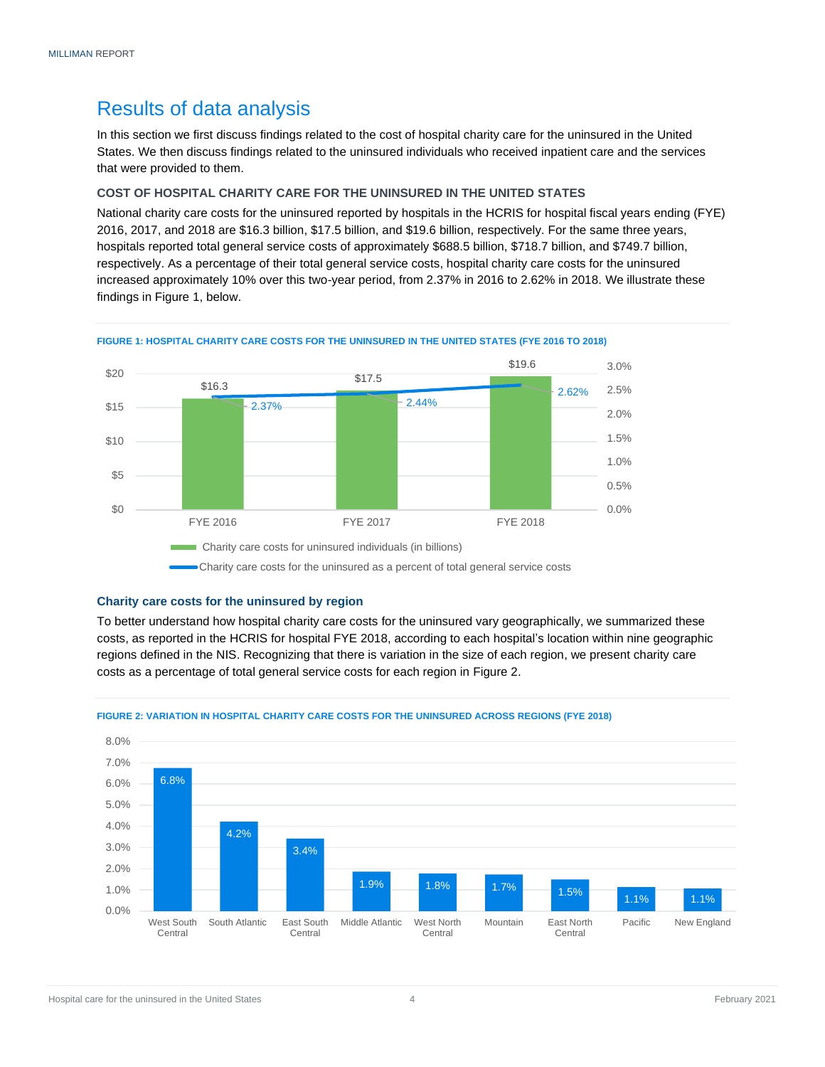## Results of data analysis

In this section we first discuss findings related to the cost of hospital charity care for the uninsured in the United States. We then discuss findings related to the uninsured individuals who received inpatient care and the services that were provided to them.

### COST OF HOSPITAL CHARITY CARE FOR THE UNINSURED IN THE UNITED STATES

National charity care costs for the uninsured reported by hospitals in the HCRIS for hospital fiscal years ending (FYE) 2016, 2017, and 2018 are $16.3 billion, $17.5 billion, and $19.6 billion, respectively. For the same three years, hospitals reported total general service costs of approximately $688.5 billion, $718.7 billion, and $749.7 billion, respectively. As a percentage of their total general service costs, hospital charity care costs for the uninsured increased approximately 10% over this two-year period, from 2.37% in 2016 to 2.62% in 2018. We illustrate these findings in Figure 1, below.

**FIGURE 1: HOSPITAL CHARITY CARE COSTS FOR THE UNINSURED IN THE UNITED STATES (FYE 2016 TO 2018)**

| | FYE 2016 | FYE 2017 | FYE 2018 |
|---|---|---|---|
| Charity care costs for uninsured individuals (in billions) | $16.3 | $17.5 | $19.6 |
| Charity care costs for the uninsured as a percent of total general service costs | 2.37% | 2.44% | 2.62% |

#### Charity care costs for the uninsured by region

To better understand how hospital charity care costs for the uninsured vary geographically, we summarized these costs, as reported in the HCRIS for hospital FYE 2018, according to each hospital's location within nine geographic regions defined in the NIS. Recognizing that there is variation in the size of each region, we present charity care costs as a percentage of total general service costs for each region in Figure 2.

**FIGURE 2: VARIATION IN HOSPITAL CHARITY CARE COSTS FOR THE UNINSURED ACROSS REGIONS (FYE 2018)**

| Region | Charity care costs as % of total general service costs |
|---|---|
| West South Central | 6.8% |
| South Atlantic | 4.2% |
| East South Central | 3.4% |
| Middle Atlantic | 1.9% |
| West North Central | 1.8% |
| Mountain | 1.7% |
| East North Central | 1.5% |
| Pacific | 1.1% |
| New England | 1.1% |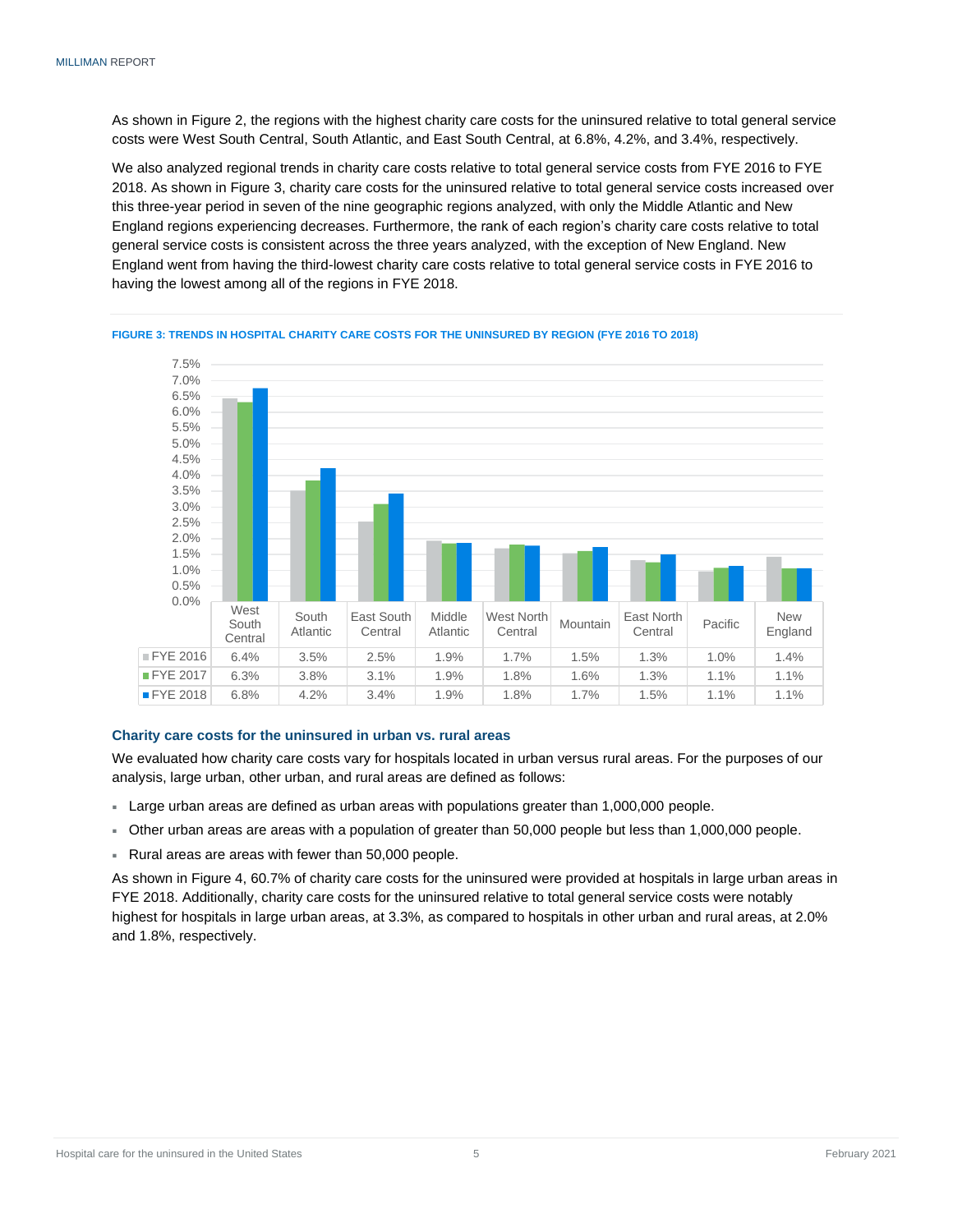As shown in Figure 2, the regions with the highest charity care costs for the uninsured relative to total general service costs were West South Central, South Atlantic, and East South Central, at 6.8%, 4.2%, and 3.4%, respectively.

We also analyzed regional trends in charity care costs relative to total general service costs from FYE 2016 to FYE 2018. As shown in Figure 3, charity care costs for the uninsured relative to total general service costs increased over this three-year period in seven of the nine geographic regions analyzed, with only the Middle Atlantic and New England regions experiencing decreases. Furthermore, the rank of each region's charity care costs relative to total general service costs is consistent across the three years analyzed, with the exception of New England. New England went from having the third-lowest charity care costs relative to total general service costs in FYE 2016 to having the lowest among all of the regions in FYE 2018.

**FIGURE 3: TRENDS IN HOSPITAL CHARITY CARE COSTS FOR THE UNINSURED BY REGION (FYE 2016 TO 2018)**

| | West South Central | South Atlantic | East South Central | Middle Atlantic | West North Central | Mountain | East North Central | Pacific | New England |
|---|---|---|---|---|---|---|---|---|---|
| FYE 2016 | 6.4% | 3.5% | 2.5% | 1.9% | 1.7% | 1.5% | 1.3% | 1.0% | 1.4% |
| FYE 2017 | 6.3% | 3.8% | 3.1% | 1.9% | 1.8% | 1.6% | 1.3% | 1.1% | 1.1% |
| FYE 2018 | 6.8% | 4.2% | 3.4% | 1.9% | 1.8% | 1.7% | 1.5% | 1.1% | 1.1% |

### Charity care costs for the uninsured in urban vs. rural areas

We evaluated how charity care costs vary for hospitals located in urban versus rural areas. For the purposes of our analysis, large urban, other urban, and rural areas are defined as follows:

- Large urban areas are defined as urban areas with populations greater than 1,000,000 people.
- Other urban areas are areas with a population of greater than 50,000 people but less than 1,000,000 people.
- Rural areas are areas with fewer than 50,000 people.

As shown in Figure 4, 60.7% of charity care costs for the uninsured were provided at hospitals in large urban areas in FYE 2018. Additionally, charity care costs for the uninsured relative to total general service costs were notably highest for hospitals in large urban areas, at 3.3%, as compared to hospitals in other urban and rural areas, at 2.0% and 1.8%, respectively.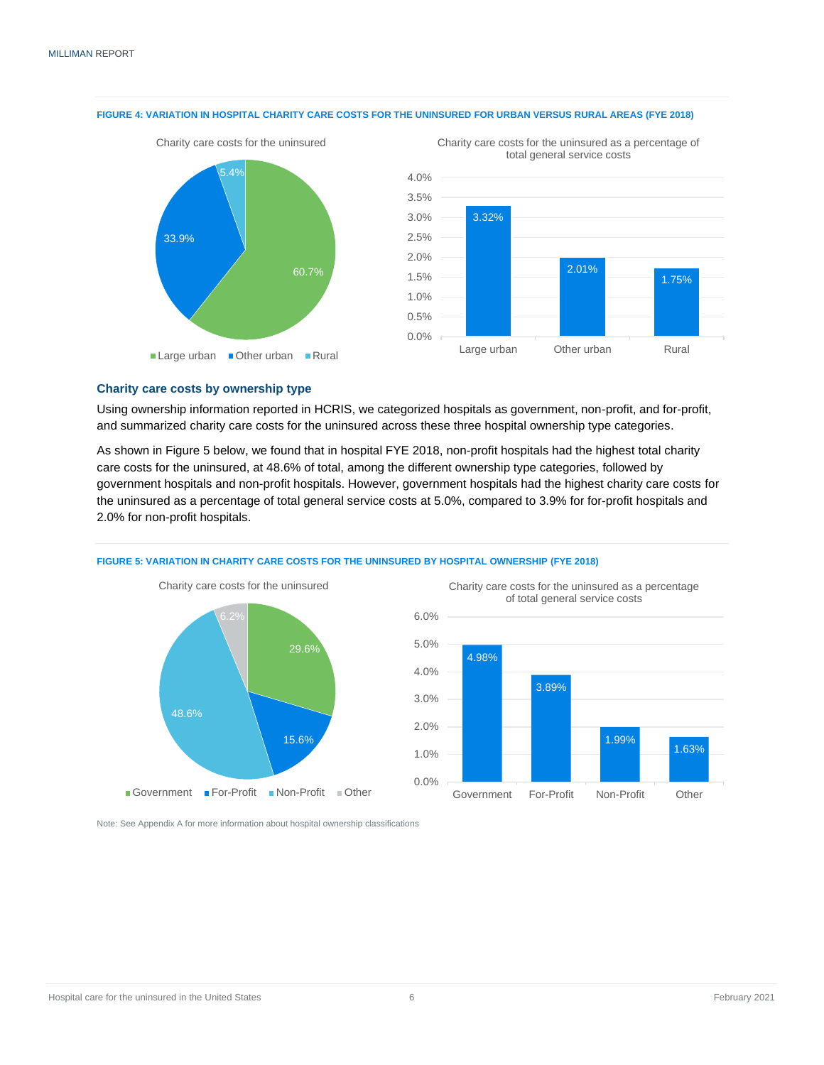**FIGURE 4: VARIATION IN HOSPITAL CHARITY CARE COSTS FOR THE UNINSURED FOR URBAN VERSUS RURAL AREAS (FYE 2018)**

Charity care costs for the uninsured

| Area | Share |
|---|---|
| Large urban | 60.7% |
| Other urban | 33.9% |
| Rural | 5.4% |

Charity care costs for the uninsured as a percentage of total general service costs

| Area | Percentage |
|---|---|
| Large urban | 3.32% |
| Other urban | 2.01% |
| Rural | 1.75% |

### Charity care costs by ownership type

Using ownership information reported in HCRIS, we categorized hospitals as government, non-profit, and for-profit, and summarized charity care costs for the uninsured across these three hospital ownership type categories.

As shown in Figure 5 below, we found that in hospital FYE 2018, non-profit hospitals had the highest total charity care costs for the uninsured, at 48.6% of total, among the different ownership type categories, followed by government hospitals and non-profit hospitals. However, government hospitals had the highest charity care costs for the uninsured as a percentage of total general service costs at 5.0%, compared to 3.9% for for-profit hospitals and 2.0% for non-profit hospitals.

**FIGURE 5: VARIATION IN CHARITY CARE COSTS FOR THE UNINSURED BY HOSPITAL OWNERSHIP (FYE 2018)**

Charity care costs for the uninsured

| Ownership | Share |
|---|---|
| Government | 29.6% |
| For-Profit | 15.6% |
| Non-Profit | 48.6% |
| Other | 6.2% |

Charity care costs for the uninsured as a percentage of total general service costs

| Ownership | Percentage |
|---|---|
| Government | 4.98% |
| For-Profit | 3.89% |
| Non-Profit | 1.99% |
| Other | 1.63% |

Note: See Appendix A for more information about hospital ownership classifications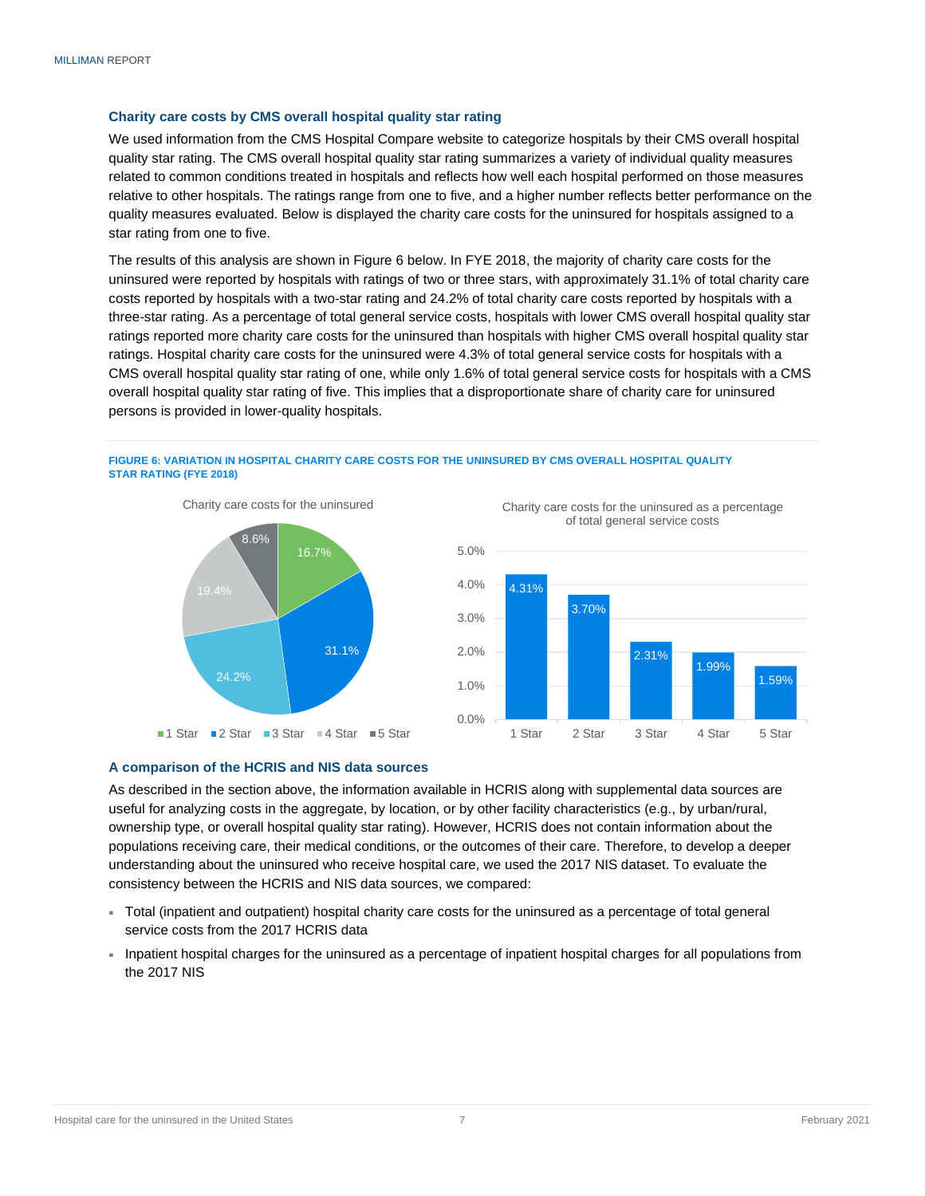### Charity care costs by CMS overall hospital quality star rating

We used information from the CMS Hospital Compare website to categorize hospitals by their CMS overall hospital quality star rating. The CMS overall hospital quality star rating summarizes a variety of individual quality measures related to common conditions treated in hospitals and reflects how well each hospital performed on those measures relative to other hospitals. The ratings range from one to five, and a higher number reflects better performance on the quality measures evaluated. Below is displayed the charity care costs for the uninsured for hospitals assigned to a star rating from one to five.

The results of this analysis are shown in Figure 6 below. In FYE 2018, the majority of charity care costs for the uninsured were reported by hospitals with ratings of two or three stars, with approximately 31.1% of total charity care costs reported by hospitals with a two-star rating and 24.2% of total charity care costs reported by hospitals with a three-star rating. As a percentage of total general service costs, hospitals with lower CMS overall hospital quality star ratings reported more charity care costs for the uninsured than hospitals with higher CMS overall hospital quality star ratings. Hospital charity care costs for the uninsured were 4.3% of total general service costs for hospitals with a CMS overall hospital quality star rating of one, while only 1.6% of total general service costs for hospitals with a CMS overall hospital quality star rating of five. This implies that a disproportionate share of charity care for uninsured persons is provided in lower-quality hospitals.

**FIGURE 6: VARIATION IN HOSPITAL CHARITY CARE COSTS FOR THE UNINSURED BY CMS OVERALL HOSPITAL QUALITY STAR RATING (FYE 2018)**

| Star rating | Charity care costs for the uninsured | Charity care costs for the uninsured as a percentage of total general service costs |
|---|---|---|
| 1 Star | 16.7% | 4.31% |
| 2 Star | 31.1% | 3.70% |
| 3 Star | 24.2% | 2.31% |
| 4 Star | 19.4% | 1.99% |
| 5 Star | 8.6% | 1.59% |

### A comparison of the HCRIS and NIS data sources

As described in the section above, the information available in HCRIS along with supplemental data sources are useful for analyzing costs in the aggregate, by location, or by other facility characteristics (e.g., by urban/rural, ownership type, or overall hospital quality star rating). However, HCRIS does not contain information about the populations receiving care, their medical conditions, or the outcomes of their care. Therefore, to develop a deeper understanding about the uninsured who receive hospital care, we used the 2017 NIS dataset. To evaluate the consistency between the HCRIS and NIS data sources, we compared:

- Total (inpatient and outpatient) hospital charity care costs for the uninsured as a percentage of total general service costs from the 2017 HCRIS data
- Inpatient hospital charges for the uninsured as a percentage of inpatient hospital charges for all populations from the 2017 NIS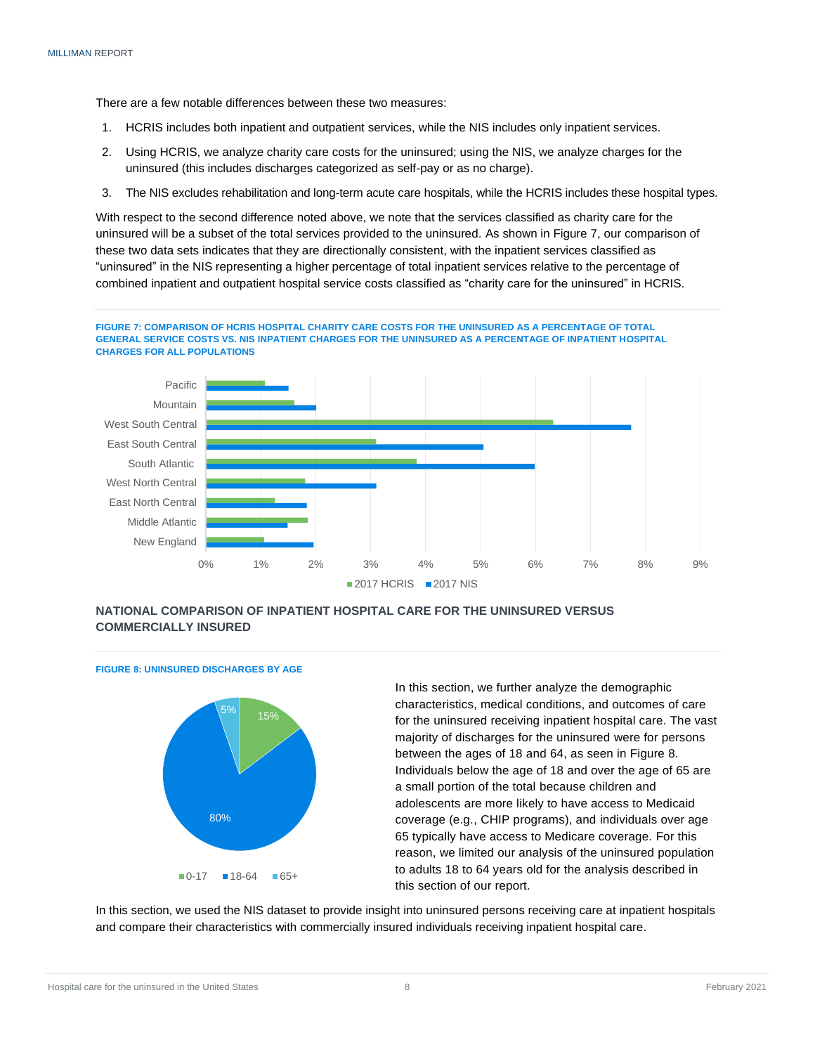There are a few notable differences between these two measures:

1. HCRIS includes both inpatient and outpatient services, while the NIS includes only inpatient services.
2. Using HCRIS, we analyze charity care costs for the uninsured; using the NIS, we analyze charges for the uninsured (this includes discharges categorized as self-pay or as no charge).
3. The NIS excludes rehabilitation and long-term acute care hospitals, while the HCRIS includes these hospital types.

With respect to the second difference noted above, we note that the services classified as charity care for the uninsured will be a subset of the total services provided to the uninsured. As shown in Figure 7, our comparison of these two data sets indicates that they are directionally consistent, with the inpatient services classified as "uninsured" in the NIS representing a higher percentage of total inpatient services relative to the percentage of combined inpatient and outpatient hospital service costs classified as "charity care for the uninsured" in HCRIS.

**FIGURE 7: COMPARISON OF HCRIS HOSPITAL CHARITY CARE COSTS FOR THE UNINSURED AS A PERCENTAGE OF TOTAL GENERAL SERVICE COSTS VS. NIS INPATIENT CHARGES FOR THE UNINSURED AS A PERCENTAGE OF INPATIENT HOSPITAL CHARGES FOR ALL POPULATIONS**

## NATIONAL COMPARISON OF INPATIENT HOSPITAL CARE FOR THE UNINSURED VERSUS COMMERCIALLY INSURED

**FIGURE 8: UNINSURED DISCHARGES BY AGE**

In this section, we further analyze the demographic characteristics, medical conditions, and outcomes of care for the uninsured receiving inpatient hospital care. The vast majority of discharges for the uninsured were for persons between the ages of 18 and 64, as seen in Figure 8. Individuals below the age of 18 and over the age of 65 are a small portion of the total because children and adolescents are more likely to have access to Medicaid coverage (e.g., CHIP programs), and individuals over age 65 typically have access to Medicare coverage. For this reason, we limited our analysis of the uninsured population to adults 18 to 64 years old for the analysis described in this section of our report.

In this section, we used the NIS dataset to provide insight into uninsured persons receiving care at inpatient hospitals and compare their characteristics with commercially insured individuals receiving inpatient hospital care.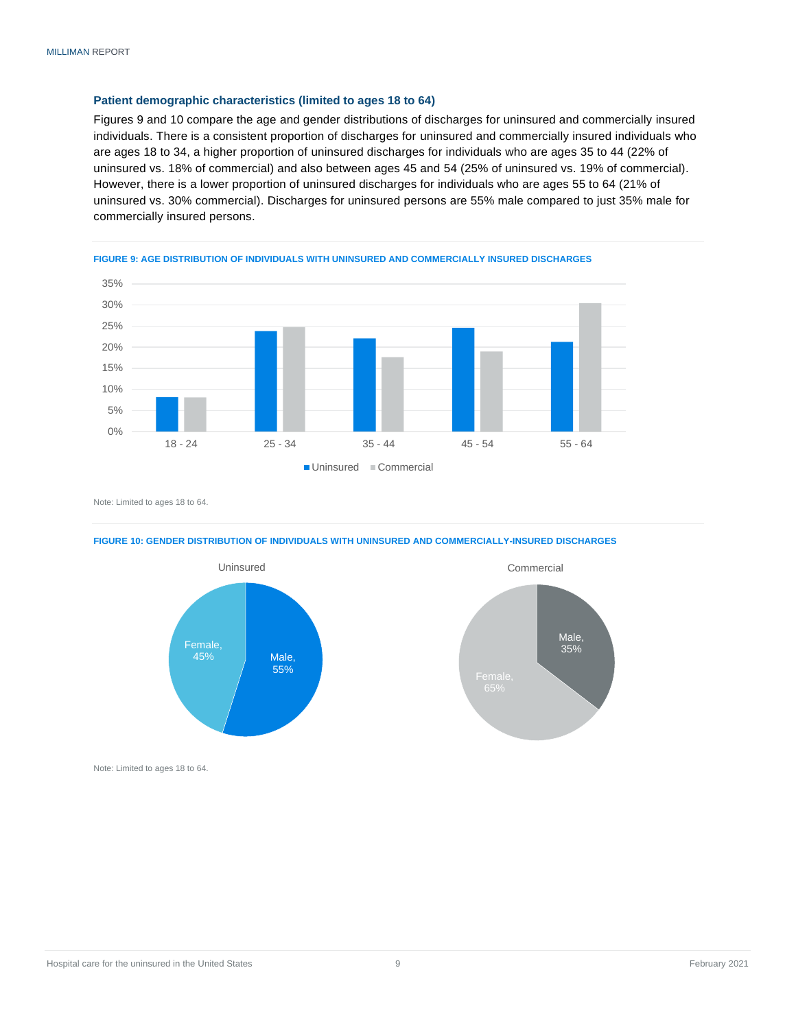### Patient demographic characteristics (limited to ages 18 to 64)

Figures 9 and 10 compare the age and gender distributions of discharges for uninsured and commercially insured individuals. There is a consistent proportion of discharges for uninsured and commercially insured individuals who are ages 18 to 34, a higher proportion of uninsured discharges for individuals who are ages 35 to 44 (22% of uninsured vs. 18% of commercial) and also between ages 45 and 54 (25% of uninsured vs. 19% of commercial). However, there is a lower proportion of uninsured discharges for individuals who are ages 55 to 64 (21% of uninsured vs. 30% commercial). Discharges for uninsured persons are 55% male compared to just 35% male for commercially insured persons.

**FIGURE 9: AGE DISTRIBUTION OF INDIVIDUALS WITH UNINSURED AND COMMERCIALLY INSURED DISCHARGES**

Note: Limited to ages 18 to 64.

**FIGURE 10: GENDER DISTRIBUTION OF INDIVIDUALS WITH UNINSURED AND COMMERCIALLY-INSURED DISCHARGES**

Note: Limited to ages 18 to 64.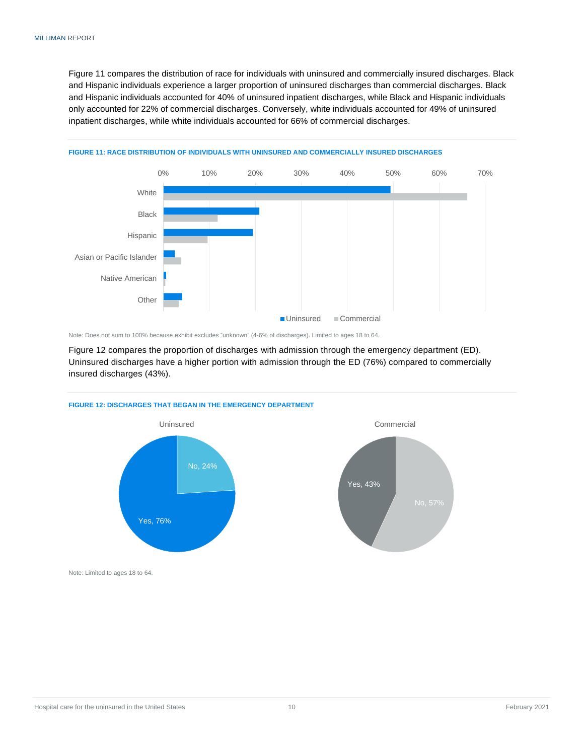Figure 11 compares the distribution of race for individuals with uninsured and commercially insured discharges. Black and Hispanic individuals experience a larger proportion of uninsured discharges than commercial discharges. Black and Hispanic individuals accounted for 40% of uninsured inpatient discharges, while Black and Hispanic individuals only accounted for 22% of commercial discharges. Conversely, white individuals accounted for 49% of uninsured inpatient discharges, while white individuals accounted for 66% of commercial discharges.

**FIGURE 11: RACE DISTRIBUTION OF INDIVIDUALS WITH UNINSURED AND COMMERCIALLY INSURED DISCHARGES**

Note: Does not sum to 100% because exhibit excludes "unknown" (4-6% of discharges). Limited to ages 18 to 64.

Figure 12 compares the proportion of discharges with admission through the emergency department (ED). Uninsured discharges have a higher portion with admission through the ED (76%) compared to commercially insured discharges (43%).

**FIGURE 12: DISCHARGES THAT BEGAN IN THE EMERGENCY DEPARTMENT**

Note: Limited to ages 18 to 64.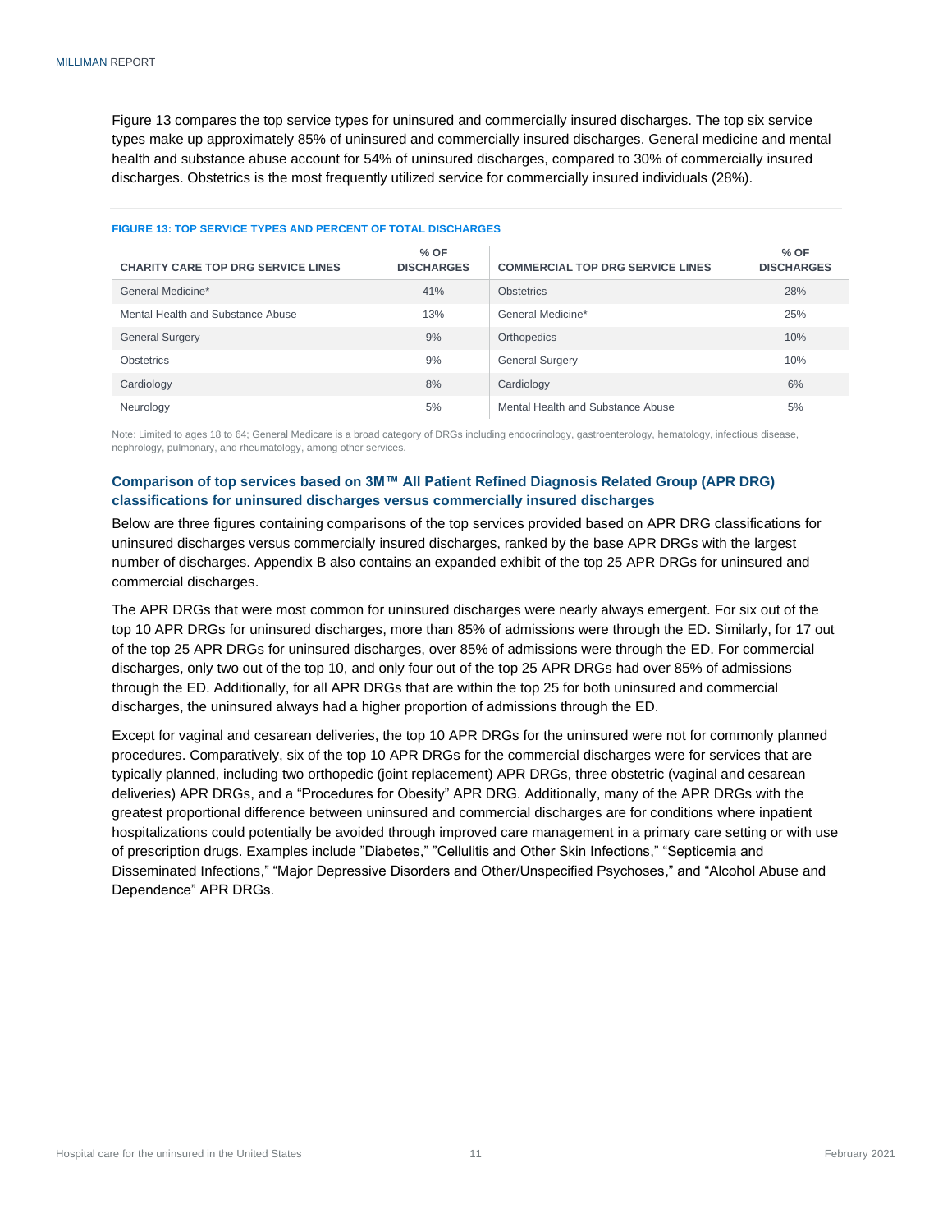Figure 13 compares the top service types for uninsured and commercially insured discharges. The top six service types make up approximately 85% of uninsured and commercially insured discharges. General medicine and mental health and substance abuse account for 54% of uninsured discharges, compared to 30% of commercially insured discharges. Obstetrics is the most frequently utilized service for commercially insured individuals (28%).

**FIGURE 13: TOP SERVICE TYPES AND PERCENT OF TOTAL DISCHARGES**

| CHARITY CARE TOP DRG SERVICE LINES | % OF DISCHARGES | COMMERCIAL TOP DRG SERVICE LINES | % OF DISCHARGES |
|---|---|---|---|
| General Medicine* | 41% | Obstetrics | 28% |
| Mental Health and Substance Abuse | 13% | General Medicine* | 25% |
| General Surgery | 9% | Orthopedics | 10% |
| Obstetrics | 9% | General Surgery | 10% |
| Cardiology | 8% | Cardiology | 6% |
| Neurology | 5% | Mental Health and Substance Abuse | 5% |

Note: Limited to ages 18 to 64; General Medicare is a broad category of DRGs including endocrinology, gastroenterology, hematology, infectious disease, nephrology, pulmonary, and rheumatology, among other services.

### Comparison of top services based on 3M™ All Patient Refined Diagnosis Related Group (APR DRG) classifications for uninsured discharges versus commercially insured discharges

Below are three figures containing comparisons of the top services provided based on APR DRG classifications for uninsured discharges versus commercially insured discharges, ranked by the base APR DRGs with the largest number of discharges. Appendix B also contains an expanded exhibit of the top 25 APR DRGs for uninsured and commercial discharges.

The APR DRGs that were most common for uninsured discharges were nearly always emergent. For six out of the top 10 APR DRGs for uninsured discharges, more than 85% of admissions were through the ED. Similarly, for 17 out of the top 25 APR DRGs for uninsured discharges, over 85% of admissions were through the ED. For commercial discharges, only two out of the top 10, and only four out of the top 25 APR DRGs had over 85% of admissions through the ED. Additionally, for all APR DRGs that are within the top 25 for both uninsured and commercial discharges, the uninsured always had a higher proportion of admissions through the ED.

Except for vaginal and cesarean deliveries, the top 10 APR DRGs for the uninsured were not for commonly planned procedures. Comparatively, six of the top 10 APR DRGs for the commercial discharges were for services that are typically planned, including two orthopedic (joint replacement) APR DRGs, three obstetric (vaginal and cesarean deliveries) APR DRGs, and a "Procedures for Obesity" APR DRG. Additionally, many of the APR DRGs with the greatest proportional difference between uninsured and commercial discharges are for conditions where inpatient hospitalizations could potentially be avoided through improved care management in a primary care setting or with use of prescription drugs. Examples include "Diabetes," "Cellulitis and Other Skin Infections," "Septicemia and Disseminated Infections," "Major Depressive Disorders and Other/Unspecified Psychoses," and "Alcohol Abuse and Dependence" APR DRGs.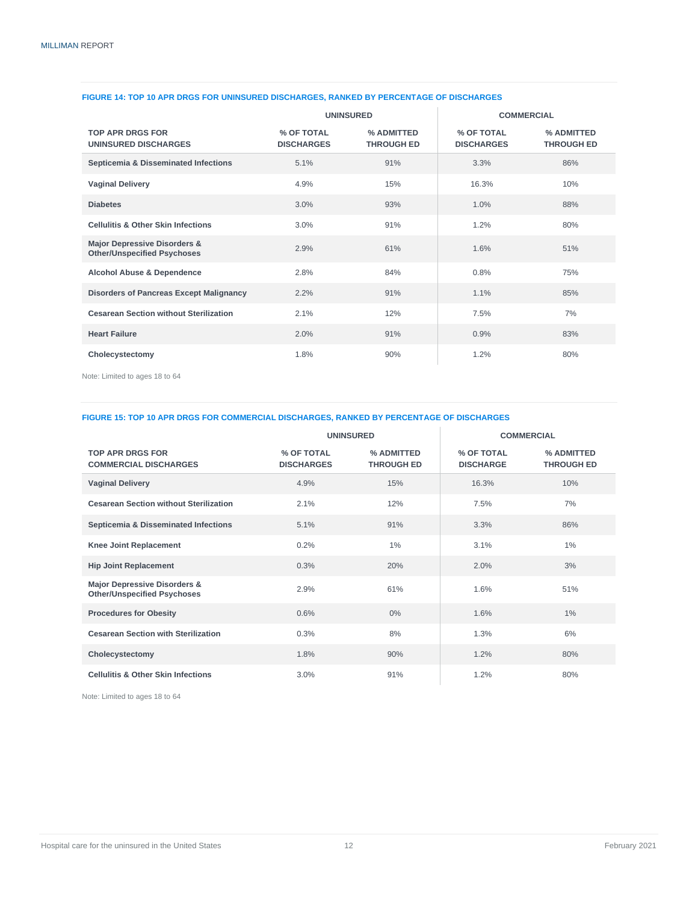**FIGURE 14: TOP 10 APR DRGS FOR UNINSURED DISCHARGES, RANKED BY PERCENTAGE OF DISCHARGES**

| | UNINSURED | | COMMERCIAL | |
|---|---|---|---|---|
| **TOP APR DRGS FOR UNINSURED DISCHARGES** | **% OF TOTAL DISCHARGES** | **% ADMITTED THROUGH ED** | **% OF TOTAL DISCHARGES** | **% ADMITTED THROUGH ED** |
| **Septicemia & Disseminated Infections** | 5.1% | 91% | 3.3% | 86% |
| **Vaginal Delivery** | 4.9% | 15% | 16.3% | 10% |
| **Diabetes** | 3.0% | 93% | 1.0% | 88% |
| **Cellulitis & Other Skin Infections** | 3.0% | 91% | 1.2% | 80% |
| **Major Depressive Disorders & Other/Unspecified Psychoses** | 2.9% | 61% | 1.6% | 51% |
| **Alcohol Abuse & Dependence** | 2.8% | 84% | 0.8% | 75% |
| **Disorders of Pancreas Except Malignancy** | 2.2% | 91% | 1.1% | 85% |
| **Cesarean Section without Sterilization** | 2.1% | 12% | 7.5% | 7% |
| **Heart Failure** | 2.0% | 91% | 0.9% | 83% |
| **Cholecystectomy** | 1.8% | 90% | 1.2% | 80% |

Note: Limited to ages 18 to 64

**FIGURE 15: TOP 10 APR DRGS FOR COMMERCIAL DISCHARGES, RANKED BY PERCENTAGE OF DISCHARGES**

| | UNINSURED | | COMMERCIAL | |
|---|---|---|---|---|
| **TOP APR DRGS FOR COMMERCIAL DISCHARGES** | **% OF TOTAL DISCHARGES** | **% ADMITTED THROUGH ED** | **% OF TOTAL DISCHARGE** | **% ADMITTED THROUGH ED** |
| **Vaginal Delivery** | 4.9% | 15% | 16.3% | 10% |
| **Cesarean Section without Sterilization** | 2.1% | 12% | 7.5% | 7% |
| **Septicemia & Disseminated Infections** | 5.1% | 91% | 3.3% | 86% |
| **Knee Joint Replacement** | 0.2% | 1% | 3.1% | 1% |
| **Hip Joint Replacement** | 0.3% | 20% | 2.0% | 3% |
| **Major Depressive Disorders & Other/Unspecified Psychoses** | 2.9% | 61% | 1.6% | 51% |
| **Procedures for Obesity** | 0.6% | 0% | 1.6% | 1% |
| **Cesarean Section with Sterilization** | 0.3% | 8% | 1.3% | 6% |
| **Cholecystectomy** | 1.8% | 90% | 1.2% | 80% |
| **Cellulitis & Other Skin Infections** | 3.0% | 91% | 1.2% | 80% |

Note: Limited to ages 18 to 64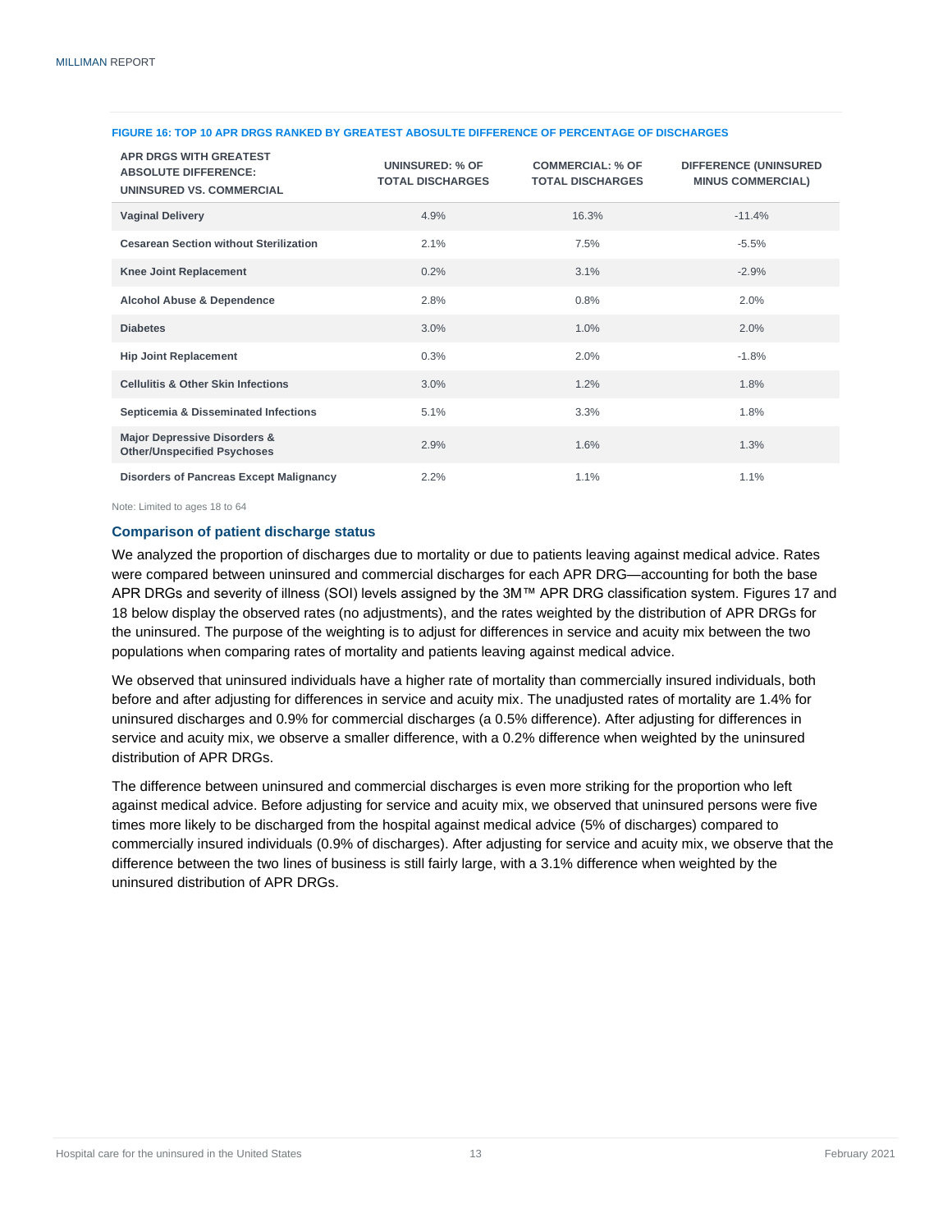**FIGURE 16: TOP 10 APR DRGS RANKED BY GREATEST ABOSULTE DIFFERENCE OF PERCENTAGE OF DISCHARGES**

| APR DRGS WITH GREATEST ABSOLUTE DIFFERENCE: UNINSURED VS. COMMERCIAL | UNINSURED: % OF TOTAL DISCHARGES | COMMERCIAL: % OF TOTAL DISCHARGES | DIFFERENCE (UNINSURED MINUS COMMERCIAL) |
|---|---|---|---|
| Vaginal Delivery | 4.9% | 16.3% | -11.4% |
| Cesarean Section without Sterilization | 2.1% | 7.5% | -5.5% |
| Knee Joint Replacement | 0.2% | 3.1% | -2.9% |
| Alcohol Abuse & Dependence | 2.8% | 0.8% | 2.0% |
| Diabetes | 3.0% | 1.0% | 2.0% |
| Hip Joint Replacement | 0.3% | 2.0% | -1.8% |
| Cellulitis & Other Skin Infections | 3.0% | 1.2% | 1.8% |
| Septicemia & Disseminated Infections | 5.1% | 3.3% | 1.8% |
| Major Depressive Disorders & Other/Unspecified Psychoses | 2.9% | 1.6% | 1.3% |
| Disorders of Pancreas Except Malignancy | 2.2% | 1.1% | 1.1% |

Note: Limited to ages 18 to 64

### Comparison of patient discharge status

We analyzed the proportion of discharges due to mortality or due to patients leaving against medical advice. Rates were compared between uninsured and commercial discharges for each APR DRG—accounting for both the base APR DRGs and severity of illness (SOI) levels assigned by the 3M™ APR DRG classification system. Figures 17 and 18 below display the observed rates (no adjustments), and the rates weighted by the distribution of APR DRGs for the uninsured. The purpose of the weighting is to adjust for differences in service and acuity mix between the two populations when comparing rates of mortality and patients leaving against medical advice.

We observed that uninsured individuals have a higher rate of mortality than commercially insured individuals, both before and after adjusting for differences in service and acuity mix. The unadjusted rates of mortality are 1.4% for uninsured discharges and 0.9% for commercial discharges (a 0.5% difference). After adjusting for differences in service and acuity mix, we observe a smaller difference, with a 0.2% difference when weighted by the uninsured distribution of APR DRGs.

The difference between uninsured and commercial discharges is even more striking for the proportion who left against medical advice. Before adjusting for service and acuity mix, we observed that uninsured persons were five times more likely to be discharged from the hospital against medical advice (5% of discharges) compared to commercially insured individuals (0.9% of discharges). After adjusting for service and acuity mix, we observe that the difference between the two lines of business is still fairly large, with a 3.1% difference when weighted by the uninsured distribution of APR DRGs.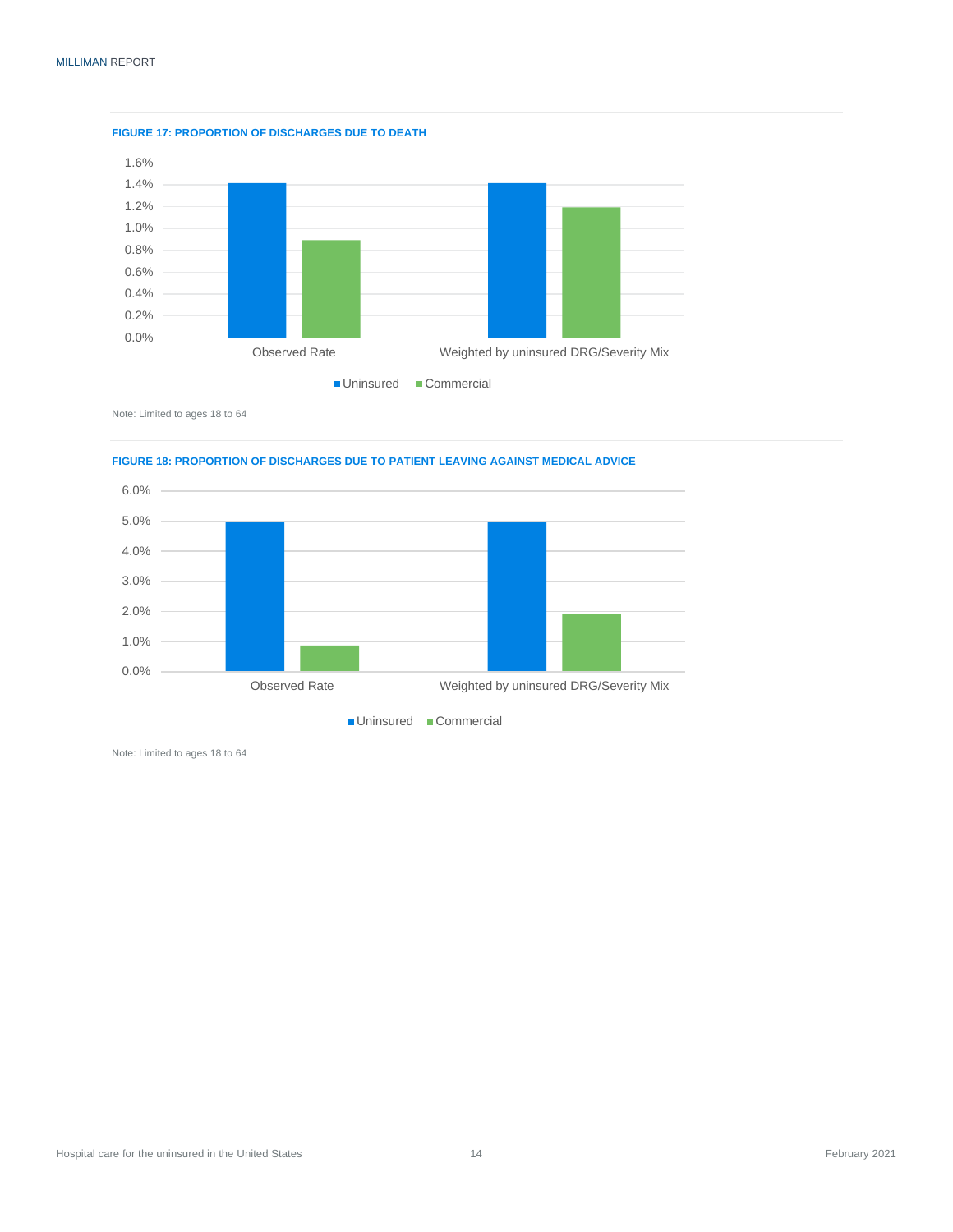**FIGURE 17: PROPORTION OF DISCHARGES DUE TO DEATH**

Note: Limited to ages 18 to 64

**FIGURE 18: PROPORTION OF DISCHARGES DUE TO PATIENT LEAVING AGAINST MEDICAL ADVICE**

Note: Limited to ages 18 to 64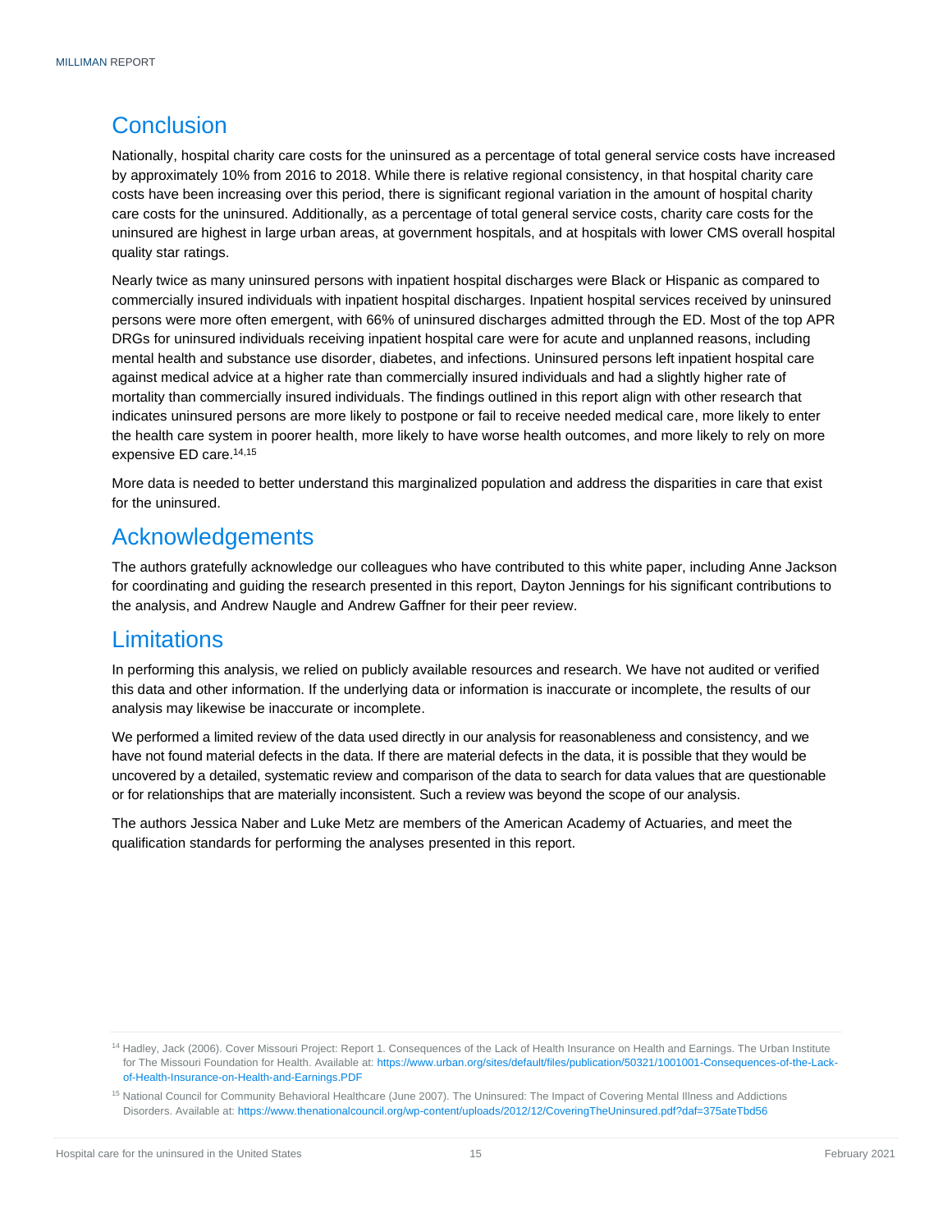## Conclusion

Nationally, hospital charity care costs for the uninsured as a percentage of total general service costs have increased by approximately 10% from 2016 to 2018. While there is relative regional consistency, in that hospital charity care costs have been increasing over this period, there is significant regional variation in the amount of hospital charity care costs for the uninsured. Additionally, as a percentage of total general service costs, charity care costs for the uninsured are highest in large urban areas, at government hospitals, and at hospitals with lower CMS overall hospital quality star ratings.

Nearly twice as many uninsured persons with inpatient hospital discharges were Black or Hispanic as compared to commercially insured individuals with inpatient hospital discharges. Inpatient hospital services received by uninsured persons were more often emergent, with 66% of uninsured discharges admitted through the ED. Most of the top APR DRGs for uninsured individuals receiving inpatient hospital care were for acute and unplanned reasons, including mental health and substance use disorder, diabetes, and infections. Uninsured persons left inpatient hospital care against medical advice at a higher rate than commercially insured individuals and had a slightly higher rate of mortality than commercially insured individuals. The findings outlined in this report align with other research that indicates uninsured persons are more likely to postpone or fail to receive needed medical care, more likely to enter the health care system in poorer health, more likely to have worse health outcomes, and more likely to rely on more expensive ED care.[14,15]

More data is needed to better understand this marginalized population and address the disparities in care that exist for the uninsured.

## Acknowledgements

The authors gratefully acknowledge our colleagues who have contributed to this white paper, including Anne Jackson for coordinating and guiding the research presented in this report, Dayton Jennings for his significant contributions to the analysis, and Andrew Naugle and Andrew Gaffner for their peer review.

## Limitations

In performing this analysis, we relied on publicly available resources and research. We have not audited or verified this data and other information. If the underlying data or information is inaccurate or incomplete, the results of our analysis may likewise be inaccurate or incomplete.

We performed a limited review of the data used directly in our analysis for reasonableness and consistency, and we have not found material defects in the data. If there are material defects in the data, it is possible that they would be uncovered by a detailed, systematic review and comparison of the data to search for data values that are questionable or for relationships that are materially inconsistent. Such a review was beyond the scope of our analysis.

The authors Jessica Naber and Luke Metz are members of the American Academy of Actuaries, and meet the qualification standards for performing the analyses presented in this report.

---

[14] Hadley, Jack (2006). Cover Missouri Project: Report 1. Consequences of the Lack of Health Insurance on Health and Earnings. The Urban Institute for The Missouri Foundation for Health. Available at: https://www.urban.org/sites/default/files/publication/50321/1001001-Consequences-of-the-Lack-of-Health-Insurance-on-Health-and-Earnings.PDF

[15] National Council for Community Behavioral Healthcare (June 2007). The Uninsured: The Impact of Covering Mental Illness and Addictions Disorders. Available at: https://www.thenationalcouncil.org/wp-content/uploads/2012/12/CoveringTheUninsured.pdf?daf=375ateTbd56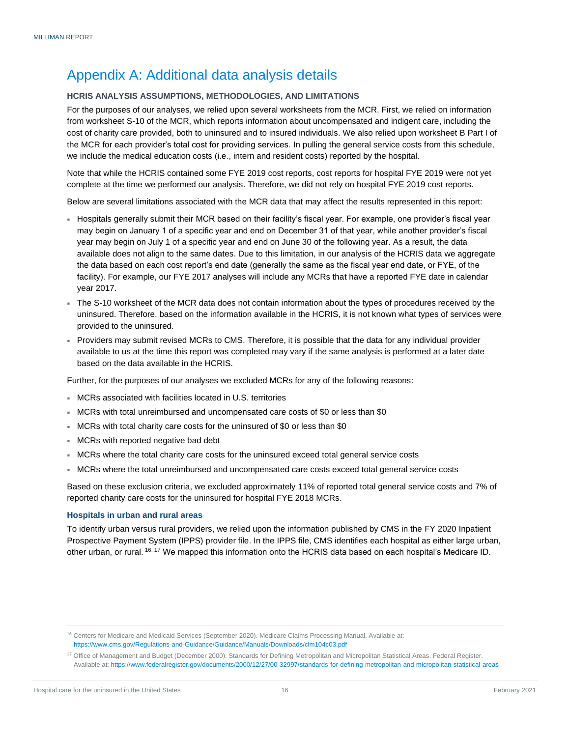# Appendix A: Additional data analysis details

### HCRIS ANALYSIS ASSUMPTIONS, METHODOLOGIES, AND LIMITATIONS

For the purposes of our analyses, we relied upon several worksheets from the MCR. First, we relied on information from worksheet S-10 of the MCR, which reports information about uncompensated and indigent care, including the cost of charity care provided, both to uninsured and to insured individuals. We also relied upon worksheet B Part I of the MCR for each provider's total cost for providing services. In pulling the general service costs from this schedule, we include the medical education costs (i.e., intern and resident costs) reported by the hospital.

Note that while the HCRIS contained some FYE 2019 cost reports, cost reports for hospital FYE 2019 were not yet complete at the time we performed our analysis. Therefore, we did not rely on hospital FYE 2019 cost reports.

Below are several limitations associated with the MCR data that may affect the results represented in this report:

- Hospitals generally submit their MCR based on their facility's fiscal year. For example, one provider's fiscal year may begin on January 1 of a specific year and end on December 31 of that year, while another provider's fiscal year may begin on July 1 of a specific year and end on June 30 of the following year. As a result, the data available does not align to the same dates. Due to this limitation, in our analysis of the HCRIS data we aggregate the data based on each cost report's end date (generally the same as the fiscal year end date, or FYE, of the facility). For example, our FYE 2017 analyses will include any MCRs that have a reported FYE date in calendar year 2017.
- The S-10 worksheet of the MCR data does not contain information about the types of procedures received by the uninsured. Therefore, based on the information available in the HCRIS, it is not known what types of services were provided to the uninsured.
- Providers may submit revised MCRs to CMS. Therefore, it is possible that the data for any individual provider available to us at the time this report was completed may vary if the same analysis is performed at a later date based on the data available in the HCRIS.

Further, for the purposes of our analyses we excluded MCRs for any of the following reasons:

- MCRs associated with facilities located in U.S. territories
- MCRs with total unreimbursed and uncompensated care costs of $0 or less than $0
- MCRs with total charity care costs for the uninsured of $0 or less than $0
- MCRs with reported negative bad debt
- MCRs where the total charity care costs for the uninsured exceed total general service costs
- MCRs where the total unreimbursed and uncompensated care costs exceed total general service costs

Based on these exclusion criteria, we excluded approximately 11% of reported total general service costs and 7% of reported charity care costs for the uninsured for hospital FYE 2018 MCRs.

#### Hospitals in urban and rural areas

To identify urban versus rural providers, we relied upon the information published by CMS in the FY 2020 Inpatient Prospective Payment System (IPPS) provider file. In the IPPS file, CMS identifies each hospital as either large urban, other urban, or rural.[16, 17] We mapped this information onto the HCRIS data based on each hospital's Medicare ID.

---

[16] Centers for Medicare and Medicaid Services (September 2020). Medicare Claims Processing Manual. Available at: https://www.cms.gov/Regulations-and-Guidance/Guidance/Manuals/Downloads/clm104c03.pdf

[17] Office of Management and Budget (December 2000). Standards for Defining Metropolitan and Micropolitan Statistical Areas. Federal Register. Available at: https://www.federalregister.gov/documents/2000/12/27/00-32997/standards-for-defining-metropolitan-and-micropolitan-statistical-areas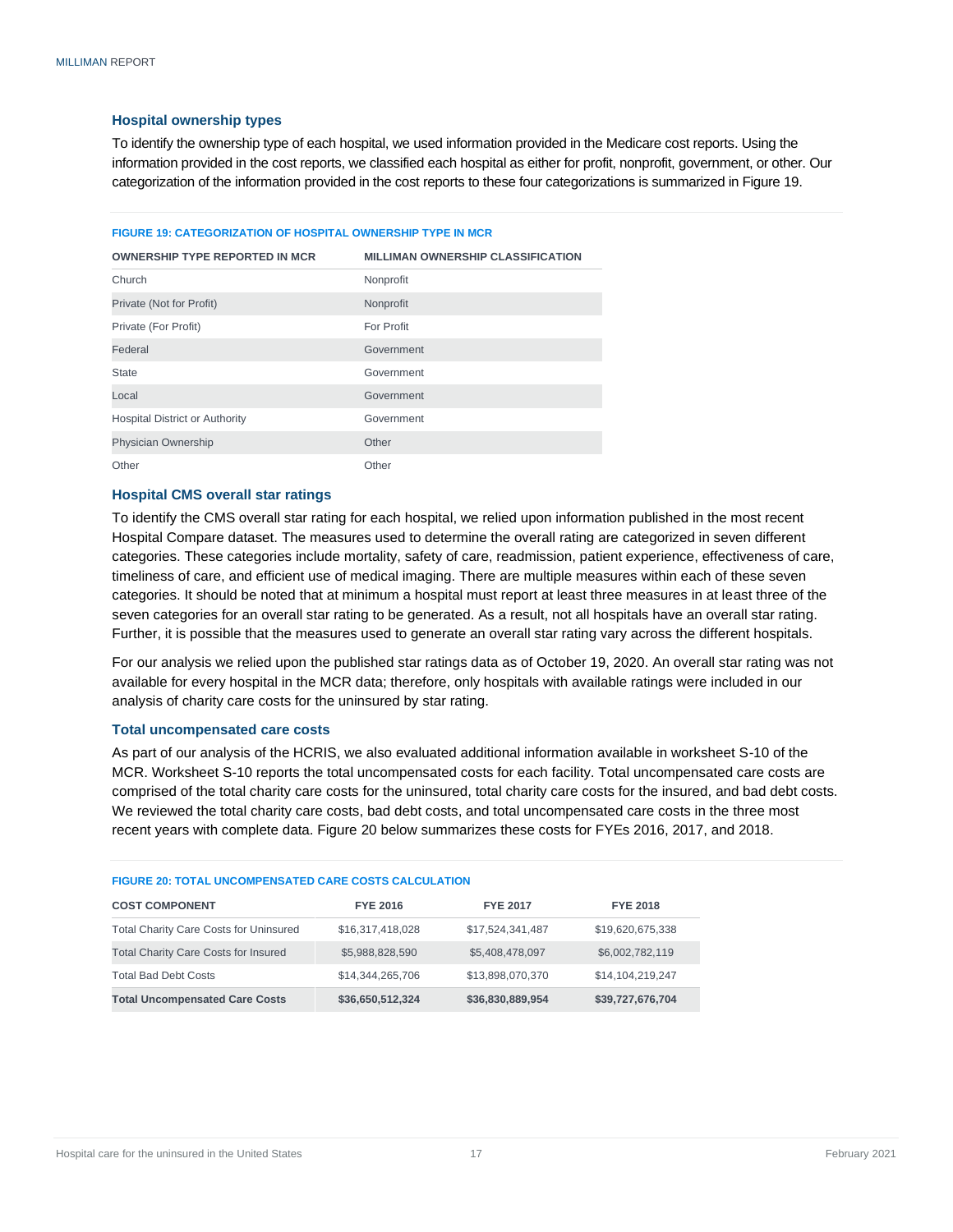### Hospital ownership types

To identify the ownership type of each hospital, we used information provided in the Medicare cost reports. Using the information provided in the cost reports, we classified each hospital as either for profit, nonprofit, government, or other. Our categorization of the information provided in the cost reports to these four categorizations is summarized in Figure 19.

**FIGURE 19: CATEGORIZATION OF HOSPITAL OWNERSHIP TYPE IN MCR**

| OWNERSHIP TYPE REPORTED IN MCR | MILLIMAN OWNERSHIP CLASSIFICATION |
|---|---|
| Church | Nonprofit |
| Private (Not for Profit) | Nonprofit |
| Private (For Profit) | For Profit |
| Federal | Government |
| State | Government |
| Local | Government |
| Hospital District or Authority | Government |
| Physician Ownership | Other |
| Other | Other |

### Hospital CMS overall star ratings

To identify the CMS overall star rating for each hospital, we relied upon information published in the most recent Hospital Compare dataset. The measures used to determine the overall rating are categorized in seven different categories. These categories include mortality, safety of care, readmission, patient experience, effectiveness of care, timeliness of care, and efficient use of medical imaging. There are multiple measures within each of these seven categories. It should be noted that at minimum a hospital must report at least three measures in at least three of the seven categories for an overall star rating to be generated. As a result, not all hospitals have an overall star rating. Further, it is possible that the measures used to generate an overall star rating vary across the different hospitals.

For our analysis we relied upon the published star ratings data as of October 19, 2020. An overall star rating was not available for every hospital in the MCR data; therefore, only hospitals with available ratings were included in our analysis of charity care costs for the uninsured by star rating.

### Total uncompensated care costs

As part of our analysis of the HCRIS, we also evaluated additional information available in worksheet S-10 of the MCR. Worksheet S-10 reports the total uncompensated costs for each facility. Total uncompensated care costs are comprised of the total charity care costs for the uninsured, total charity care costs for the insured, and bad debt costs. We reviewed the total charity care costs, bad debt costs, and total uncompensated care costs in the three most recent years with complete data. Figure 20 below summarizes these costs for FYEs 2016, 2017, and 2018.

**FIGURE 20: TOTAL UNCOMPENSATED CARE COSTS CALCULATION**

| COST COMPONENT | FYE 2016 | FYE 2017 | FYE 2018 |
|---|---|---|---|
| Total Charity Care Costs for Uninsured | $16,317,418,028 | $17,524,341,487 | $19,620,675,338 |
| Total Charity Care Costs for Insured | $5,988,828,590 | $5,408,478,097 | $6,002,782,119 |
| Total Bad Debt Costs | $14,344,265,706 | $13,898,070,370 | $14,104,219,247 |
| **Total Uncompensated Care Costs** | **$36,650,512,324** | **$36,830,889,954** | **$39,727,676,704** |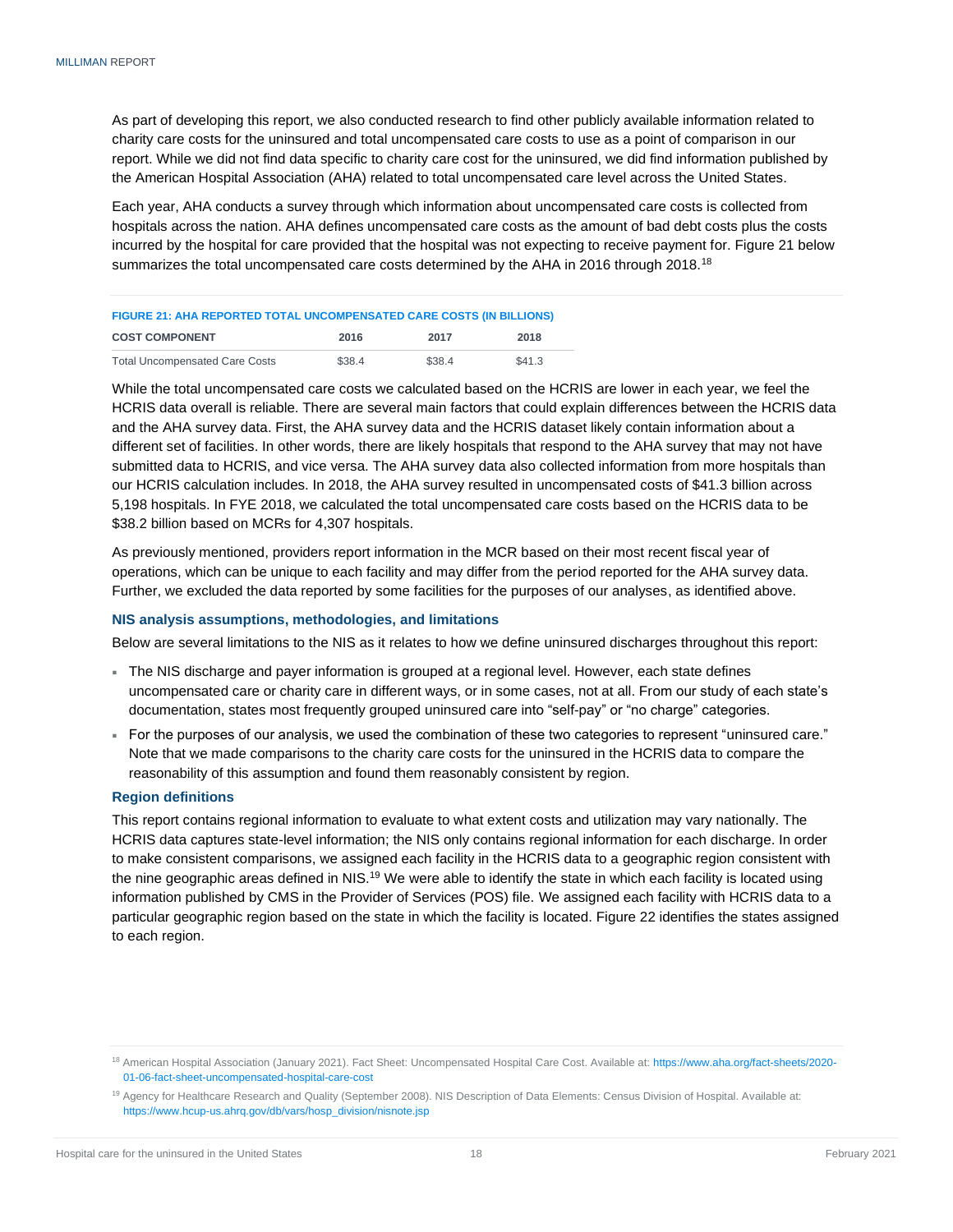As part of developing this report, we also conducted research to find other publicly available information related to charity care costs for the uninsured and total uncompensated care costs to use as a point of comparison in our report. While we did not find data specific to charity care cost for the uninsured, we did find information published by the American Hospital Association (AHA) related to total uncompensated care level across the United States.

Each year, AHA conducts a survey through which information about uncompensated care costs is collected from hospitals across the nation. AHA defines uncompensated care costs as the amount of bad debt costs plus the costs incurred by the hospital for care provided that the hospital was not expecting to receive payment for. Figure 21 below summarizes the total uncompensated care costs determined by the AHA in 2016 through 2018.[18]

**FIGURE 21: AHA REPORTED TOTAL UNCOMPENSATED CARE COSTS (IN BILLIONS)**

| COST COMPONENT | 2016 | 2017 | 2018 |
| --- | --- | --- | --- |
| Total Uncompensated Care Costs | $38.4 | $38.4 | $41.3 |

While the total uncompensated care costs we calculated based on the HCRIS are lower in each year, we feel the HCRIS data overall is reliable. There are several main factors that could explain differences between the HCRIS data and the AHA survey data. First, the AHA survey data and the HCRIS dataset likely contain information about a different set of facilities. In other words, there are likely hospitals that respond to the AHA survey that may not have submitted data to HCRIS, and vice versa. The AHA survey data also collected information from more hospitals than our HCRIS calculation includes. In 2018, the AHA survey resulted in uncompensated costs of $41.3 billion across 5,198 hospitals. In FYE 2018, we calculated the total uncompensated care costs based on the HCRIS data to be $38.2 billion based on MCRs for 4,307 hospitals.

As previously mentioned, providers report information in the MCR based on their most recent fiscal year of operations, which can be unique to each facility and may differ from the period reported for the AHA survey data. Further, we excluded the data reported by some facilities for the purposes of our analyses, as identified above.

### NIS analysis assumptions, methodologies, and limitations

Below are several limitations to the NIS as it relates to how we define uninsured discharges throughout this report:

- The NIS discharge and payer information is grouped at a regional level. However, each state defines uncompensated care or charity care in different ways, or in some cases, not at all. From our study of each state's documentation, states most frequently grouped uninsured care into "self-pay" or "no charge" categories.
- For the purposes of our analysis, we used the combination of these two categories to represent "uninsured care." Note that we made comparisons to the charity care costs for the uninsured in the HCRIS data to compare the reasonability of this assumption and found them reasonably consistent by region.

### Region definitions

This report contains regional information to evaluate to what extent costs and utilization may vary nationally. The HCRIS data captures state-level information; the NIS only contains regional information for each discharge. In order to make consistent comparisons, we assigned each facility in the HCRIS data to a geographic region consistent with the nine geographic areas defined in NIS.[19] We were able to identify the state in which each facility is located using information published by CMS in the Provider of Services (POS) file. We assigned each facility with HCRIS data to a particular geographic region based on the state in which the facility is located. Figure 22 identifies the states assigned to each region.

[18] American Hospital Association (January 2021). Fact Sheet: Uncompensated Hospital Care Cost. Available at: https://www.aha.org/fact-sheets/2020-01-06-fact-sheet-uncompensated-hospital-care-cost

[19] Agency for Healthcare Research and Quality (September 2008). NIS Description of Data Elements: Census Division of Hospital. Available at: https://www.hcup-us.ahrq.gov/db/vars/hosp_division/nisnote.jsp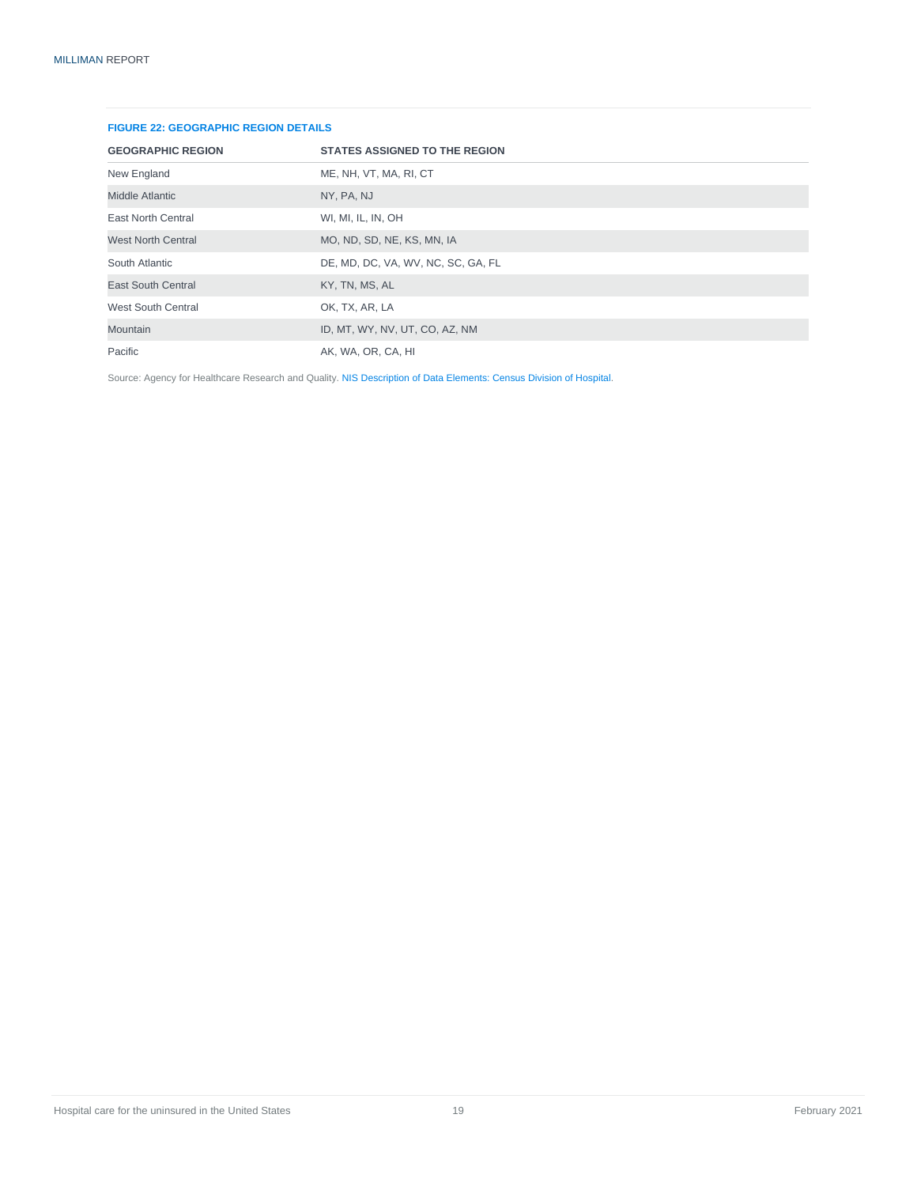**FIGURE 22: GEOGRAPHIC REGION DETAILS**

| GEOGRAPHIC REGION | STATES ASSIGNED TO THE REGION |
| --- | --- |
| New England | ME, NH, VT, MA, RI, CT |
| Middle Atlantic | NY, PA, NJ |
| East North Central | WI, MI, IL, IN, OH |
| West North Central | MO, ND, SD, NE, KS, MN, IA |
| South Atlantic | DE, MD, DC, VA, WV, NC, SC, GA, FL |
| East South Central | KY, TN, MS, AL |
| West South Central | OK, TX, AR, LA |
| Mountain | ID, MT, WY, NV, UT, CO, AZ, NM |
| Pacific | AK, WA, OR, CA, HI |

Source: Agency for Healthcare Research and Quality. NIS Description of Data Elements: Census Division of Hospital.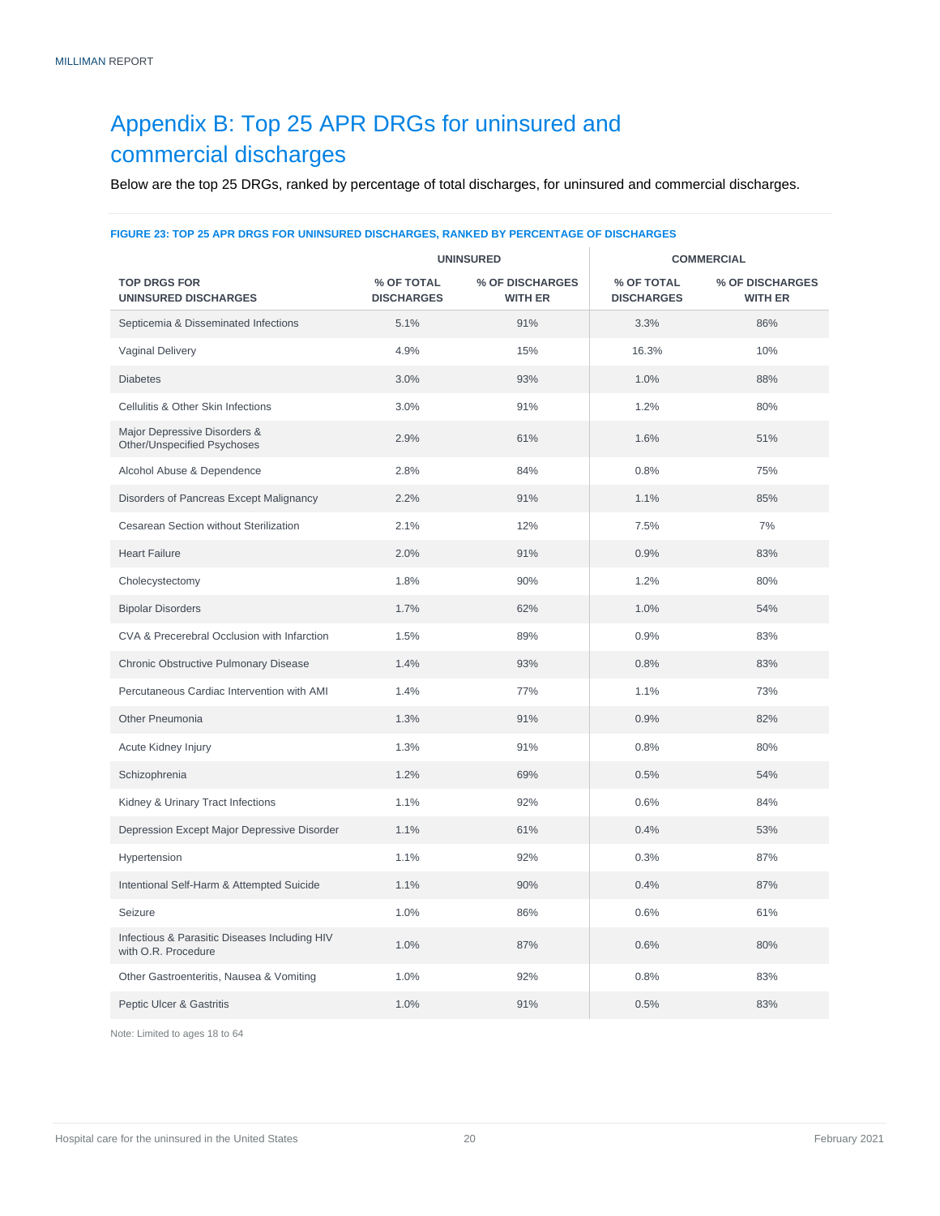# Appendix B: Top 25 APR DRGs for uninsured and commercial discharges

Below are the top 25 DRGs, ranked by percentage of total discharges, for uninsured and commercial discharges.

**FIGURE 23: TOP 25 APR DRGS FOR UNINSURED DISCHARGES, RANKED BY PERCENTAGE OF DISCHARGES**

| | UNINSURED | | COMMERCIAL | |
|---|---|---|---|---|
| **TOP DRGS FOR UNINSURED DISCHARGES** | **% OF TOTAL DISCHARGES** | **% OF DISCHARGES WITH ER** | **% OF TOTAL DISCHARGES** | **% OF DISCHARGES WITH ER** |
| Septicemia & Disseminated Infections | 5.1% | 91% | 3.3% | 86% |
| Vaginal Delivery | 4.9% | 15% | 16.3% | 10% |
| Diabetes | 3.0% | 93% | 1.0% | 88% |
| Cellulitis & Other Skin Infections | 3.0% | 91% | 1.2% | 80% |
| Major Depressive Disorders & Other/Unspecified Psychoses | 2.9% | 61% | 1.6% | 51% |
| Alcohol Abuse & Dependence | 2.8% | 84% | 0.8% | 75% |
| Disorders of Pancreas Except Malignancy | 2.2% | 91% | 1.1% | 85% |
| Cesarean Section without Sterilization | 2.1% | 12% | 7.5% | 7% |
| Heart Failure | 2.0% | 91% | 0.9% | 83% |
| Cholecystectomy | 1.8% | 90% | 1.2% | 80% |
| Bipolar Disorders | 1.7% | 62% | 1.0% | 54% |
| CVA & Precerebral Occlusion with Infarction | 1.5% | 89% | 0.9% | 83% |
| Chronic Obstructive Pulmonary Disease | 1.4% | 93% | 0.8% | 83% |
| Percutaneous Cardiac Intervention with AMI | 1.4% | 77% | 1.1% | 73% |
| Other Pneumonia | 1.3% | 91% | 0.9% | 82% |
| Acute Kidney Injury | 1.3% | 91% | 0.8% | 80% |
| Schizophrenia | 1.2% | 69% | 0.5% | 54% |
| Kidney & Urinary Tract Infections | 1.1% | 92% | 0.6% | 84% |
| Depression Except Major Depressive Disorder | 1.1% | 61% | 0.4% | 53% |
| Hypertension | 1.1% | 92% | 0.3% | 87% |
| Intentional Self-Harm & Attempted Suicide | 1.1% | 90% | 0.4% | 87% |
| Seizure | 1.0% | 86% | 0.6% | 61% |
| Infectious & Parasitic Diseases Including HIV with O.R. Procedure | 1.0% | 87% | 0.6% | 80% |
| Other Gastroenteritis, Nausea & Vomiting | 1.0% | 92% | 0.8% | 83% |
| Peptic Ulcer & Gastritis | 1.0% | 91% | 0.5% | 83% |

Note: Limited to ages 18 to 64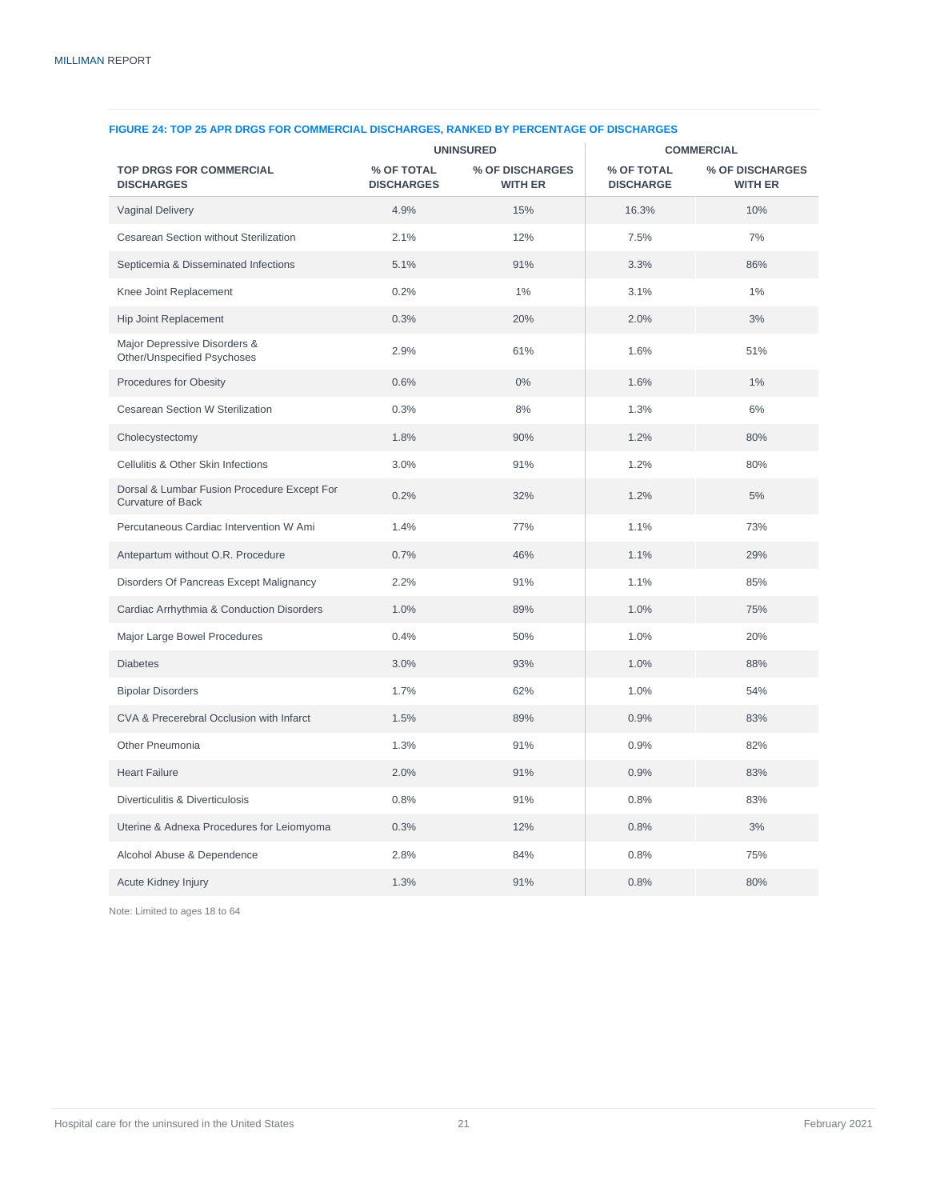**FIGURE 24: TOP 25 APR DRGS FOR COMMERCIAL DISCHARGES, RANKED BY PERCENTAGE OF DISCHARGES**

| | UNINSURED | | COMMERCIAL | |
|---|---|---|---|---|
| **TOP DRGS FOR COMMERCIAL DISCHARGES** | **% OF TOTAL DISCHARGES** | **% OF DISCHARGES WITH ER** | **% OF TOTAL DISCHARGE** | **% OF DISCHARGES WITH ER** |
| Vaginal Delivery | 4.9% | 15% | 16.3% | 10% |
| Cesarean Section without Sterilization | 2.1% | 12% | 7.5% | 7% |
| Septicemia & Disseminated Infections | 5.1% | 91% | 3.3% | 86% |
| Knee Joint Replacement | 0.2% | 1% | 3.1% | 1% |
| Hip Joint Replacement | 0.3% | 20% | 2.0% | 3% |
| Major Depressive Disorders & Other/Unspecified Psychoses | 2.9% | 61% | 1.6% | 51% |
| Procedures for Obesity | 0.6% | 0% | 1.6% | 1% |
| Cesarean Section W Sterilization | 0.3% | 8% | 1.3% | 6% |
| Cholecystectomy | 1.8% | 90% | 1.2% | 80% |
| Cellulitis & Other Skin Infections | 3.0% | 91% | 1.2% | 80% |
| Dorsal & Lumbar Fusion Procedure Except For Curvature of Back | 0.2% | 32% | 1.2% | 5% |
| Percutaneous Cardiac Intervention W Ami | 1.4% | 77% | 1.1% | 73% |
| Antepartum without O.R. Procedure | 0.7% | 46% | 1.1% | 29% |
| Disorders Of Pancreas Except Malignancy | 2.2% | 91% | 1.1% | 85% |
| Cardiac Arrhythmia & Conduction Disorders | 1.0% | 89% | 1.0% | 75% |
| Major Large Bowel Procedures | 0.4% | 50% | 1.0% | 20% |
| Diabetes | 3.0% | 93% | 1.0% | 88% |
| Bipolar Disorders | 1.7% | 62% | 1.0% | 54% |
| CVA & Precerebral Occlusion with Infarct | 1.5% | 89% | 0.9% | 83% |
| Other Pneumonia | 1.3% | 91% | 0.9% | 82% |
| Heart Failure | 2.0% | 91% | 0.9% | 83% |
| Diverticulitis & Diverticulosis | 0.8% | 91% | 0.8% | 83% |
| Uterine & Adnexa Procedures for Leiomyoma | 0.3% | 12% | 0.8% | 3% |
| Alcohol Abuse & Dependence | 2.8% | 84% | 0.8% | 75% |
| Acute Kidney Injury | 1.3% | 91% | 0.8% | 80% |

Note: Limited to ages 18 to 64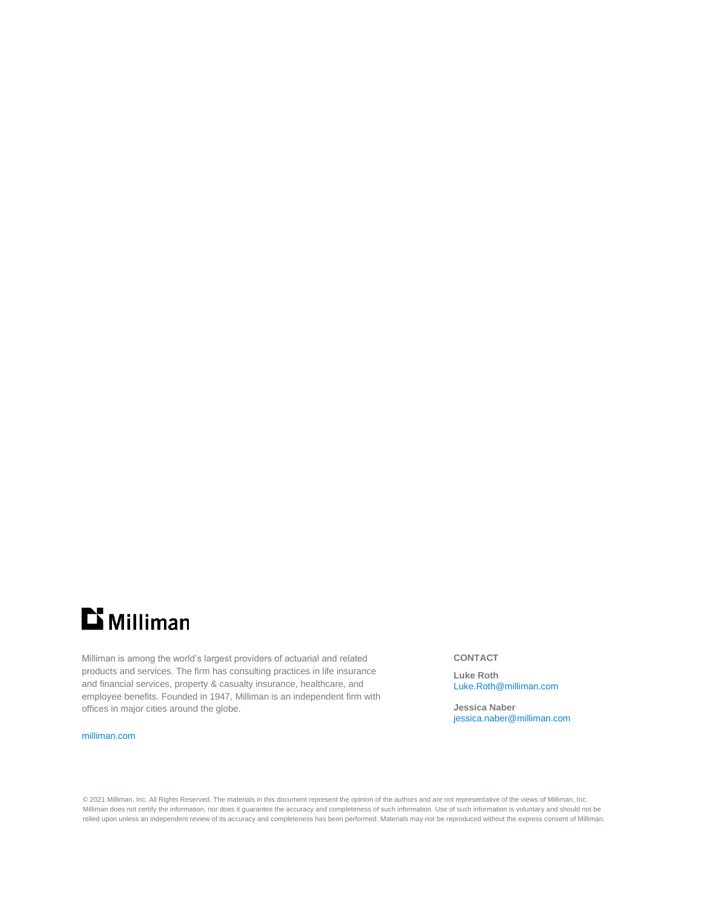Milliman

Milliman is among the world's largest providers of actuarial and related products and services. The firm has consulting practices in life insurance and financial services, property & casualty insurance, healthcare, and employee benefits. Founded in 1947, Milliman is an independent firm with offices in major cities around the globe.

milliman.com

**CONTACT**

**Luke Roth**
Luke.Roth@milliman.com

**Jessica Naber**
jessica.naber@milliman.com

© 2021 Milliman, Inc. All Rights Reserved. The materials in this document represent the opinion of the authors and are not representative of the views of Milliman, Inc. Milliman does not certify the information, nor does it guarantee the accuracy and completeness of such information. Use of such information is voluntary and should not be relied upon unless an independent review of its accuracy and completeness has been performed. Materials may not be reproduced without the express consent of Milliman.